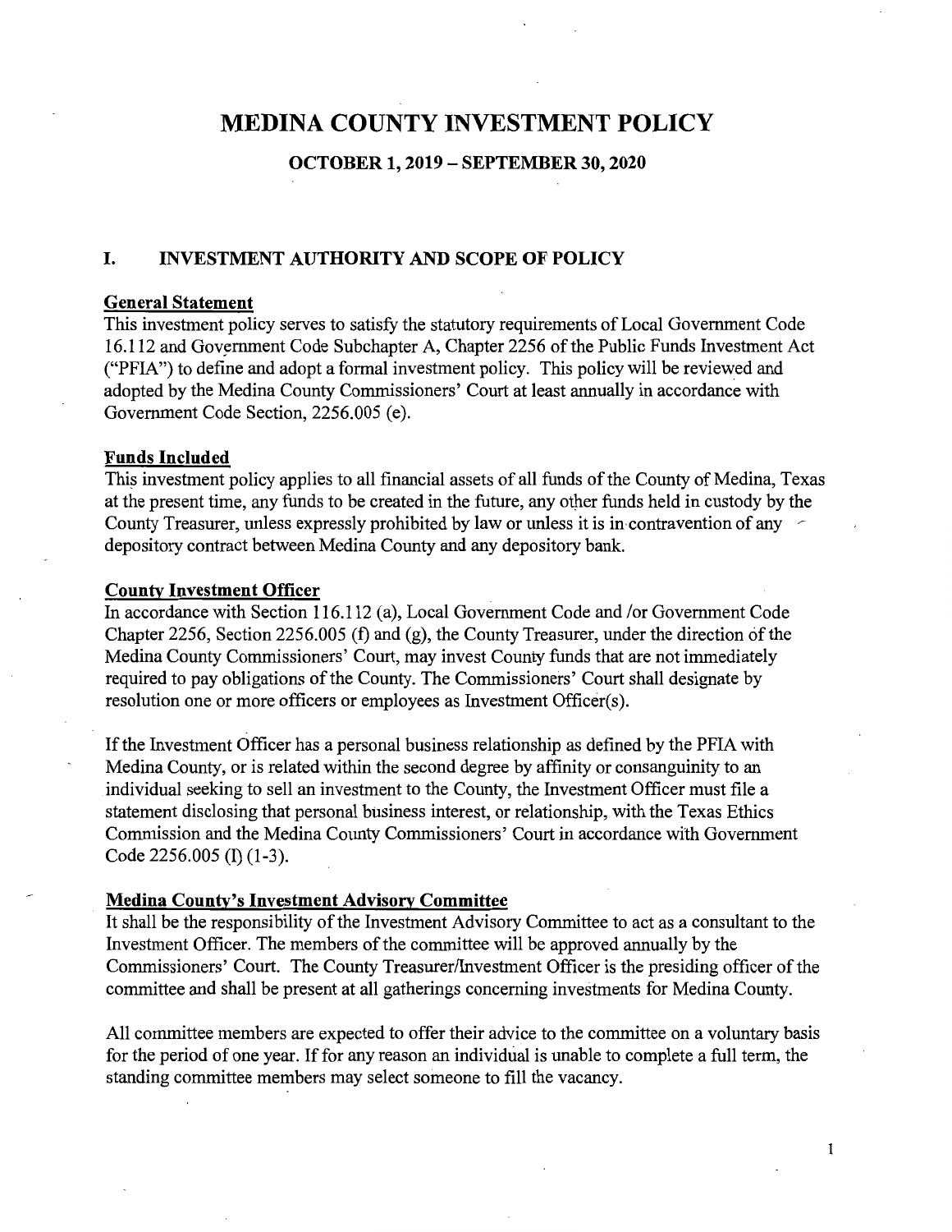# MEDINA COUNTY INVESTMENT POLICY

## OCTOBER 1, 2019 – SEPTEMBER 30, 2020

## I. INVESTMENT AUTHORITY AND SCOPE OF POLICY

**General Statement**

This investment policy serves to satisfy the statutory requirements of Local Government Code 16.112 and Government Code Subchapter A, Chapter 2256 of the Public Funds Investment Act ("PFIA") to define and adopt a formal investment policy. This policy will be reviewed and adopted by the Medina County Commissioners' Court at least annually in accordance with Government Code Section, 2256.005 (e).

**Funds Included**

This investment policy applies to all financial assets of all funds of the County of Medina, Texas at the present time, any funds to be created in the future, any other funds held in custody by the County Treasurer, unless expressly prohibited by law or unless it is in contravention of any depository contract between Medina County and any depository bank.

**County Investment Officer**

In accordance with Section 116.112 (a), Local Government Code and /or Government Code Chapter 2256, Section 2256.005 (f) and (g), the County Treasurer, under the direction of the Medina County Commissioners' Court, may invest County funds that are not immediately required to pay obligations of the County. The Commissioners' Court shall designate by resolution one or more officers or employees as Investment Officer(s).

If the Investment Officer has a personal business relationship as defined by the PFIA with Medina County, or is related within the second degree by affinity or consanguinity to an individual seeking to sell an investment to the County, the Investment Officer must file a statement disclosing that personal business interest, or relationship, with the Texas Ethics Commission and the Medina County Commissioners' Court in accordance with Government Code 2256.005 (I) (1-3).

**Medina County's Investment Advisory Committee**

It shall be the responsibility of the Investment Advisory Committee to act as a consultant to the Investment Officer. The members of the committee will be approved annually by the Commissioners' Court. The County Treasurer/Investment Officer is the presiding officer of the committee and shall be present at all gatherings concerning investments for Medina County.

All committee members are expected to offer their advice to the committee on a voluntary basis for the period of one year. If for any reason an individual is unable to complete a full term, the standing committee members may select someone to fill the vacancy.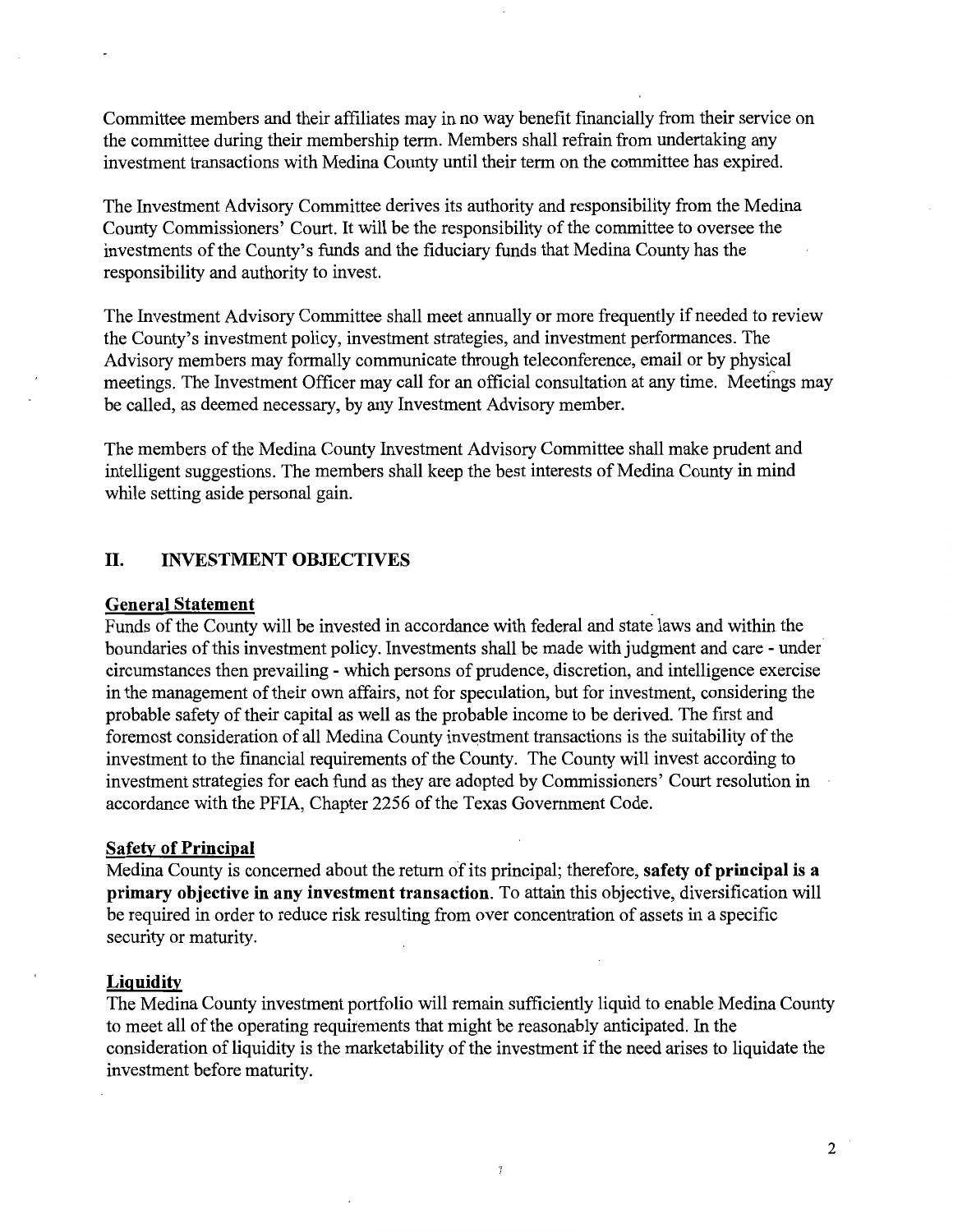Committee members and their affiliates may in no way benefit financially from their service on the committee during their membership term. Members shall refrain from undertaking any investment transactions with Medina County until their term on the committee has expired.

The Investment Advisory Committee derives its authority and responsibility from the Medina County Commissioners' Court. It will be the responsibility of the committee to oversee the investments of the County's funds and the fiduciary funds that Medina County has the responsibility and authority to invest.

The Investment Advisory Committee shall meet annually or more frequently if needed to review the County's investment policy, investment strategies, and investment performances. The Advisory members may formally communicate through teleconference, email or by physical meetings. The Investment Officer may call for an official consultation at any time. Meetings may be called, as deemed necessary, by any Investment Advisory member.

The members of the Medina County Investment Advisory Committee shall make prudent and intelligent suggestions. The members shall keep the best interests of Medina County in mind while setting aside personal gain.

## II. INVESTMENT OBJECTIVES

**General Statement**

Funds of the County will be invested in accordance with federal and state laws and within the boundaries of this investment policy. Investments shall be made with judgment and care - under circumstances then prevailing - which persons of prudence, discretion, and intelligence exercise in the management of their own affairs, not for speculation, but for investment, considering the probable safety of their capital as well as the probable income to be derived. The first and foremost consideration of all Medina County investment transactions is the suitability of the investment to the financial requirements of the County. The County will invest according to investment strategies for each fund as they are adopted by Commissioners' Court resolution in accordance with the PFIA, Chapter 2256 of the Texas Government Code.

**Safety of Principal**

Medina County is concerned about the return of its principal; therefore, **safety of principal is a primary objective in any investment transaction**. To attain this objective, diversification will be required in order to reduce risk resulting from over concentration of assets in a specific security or maturity.

**Liquidity**

The Medina County investment portfolio will remain sufficiently liquid to enable Medina County to meet all of the operating requirements that might be reasonably anticipated. In the consideration of liquidity is the marketability of the investment if the need arises to liquidate the investment before maturity.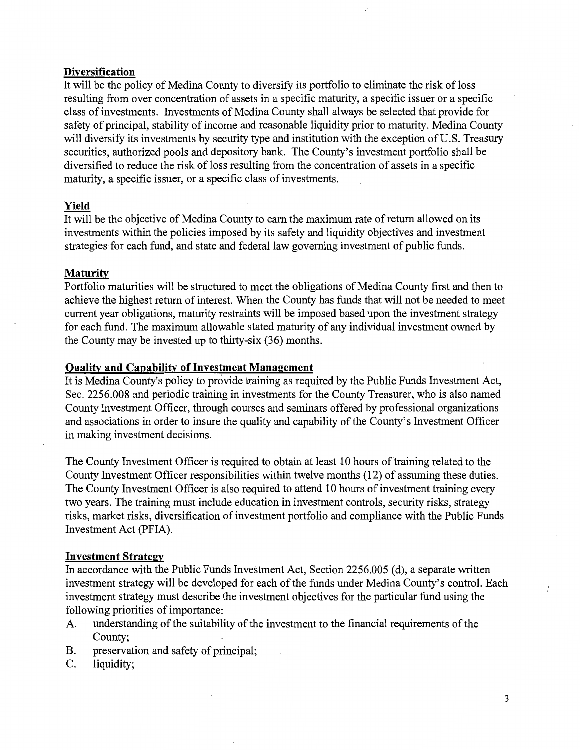## Diversification

It will be the policy of Medina County to diversify its portfolio to eliminate the risk of loss resulting from over concentration of assets in a specific maturity, a specific issuer or a specific class of investments. Investments of Medina County shall always be selected that provide for safety of principal, stability of income and reasonable liquidity prior to maturity. Medina County will diversify its investments by security type and institution with the exception of U.S. Treasury securities, authorized pools and depository bank. The County's investment portfolio shall be diversified to reduce the risk of loss resulting from the concentration of assets in a specific maturity, a specific issuer, or a specific class of investments.

## Yield

It will be the objective of Medina County to earn the maximum rate of return allowed on its investments within the policies imposed by its safety and liquidity objectives and investment strategies for each fund, and state and federal law governing investment of public funds.

## Maturity

Portfolio maturities will be structured to meet the obligations of Medina County first and then to achieve the highest return of interest. When the County has funds that will not be needed to meet current year obligations, maturity restraints will be imposed based upon the investment strategy for each fund. The maximum allowable stated maturity of any individual investment owned by the County may be invested up to thirty-six (36) months.

## Quality and Capability of Investment Management

It is Medina County's policy to provide training as required by the Public Funds Investment Act, Sec. 2256.008 and periodic training in investments for the County Treasurer, who is also named County Investment Officer, through courses and seminars offered by professional organizations and associations in order to insure the quality and capability of the County's Investment Officer in making investment decisions.

The County Investment Officer is required to obtain at least 10 hours of training related to the County Investment Officer responsibilities within twelve months (12) of assuming these duties. The County Investment Officer is also required to attend 10 hours of investment training every two years. The training must include education in investment controls, security risks, strategy risks, market risks, diversification of investment portfolio and compliance with the Public Funds Investment Act (PFIA).

## Investment Strategy

In accordance with the Public Funds Investment Act, Section 2256.005 (d), a separate written investment strategy will be developed for each of the funds under Medina County's control. Each investment strategy must describe the investment objectives for the particular fund using the following priorities of importance:

A. understanding of the suitability of the investment to the financial requirements of the County;
B. preservation and safety of principal;
C. liquidity;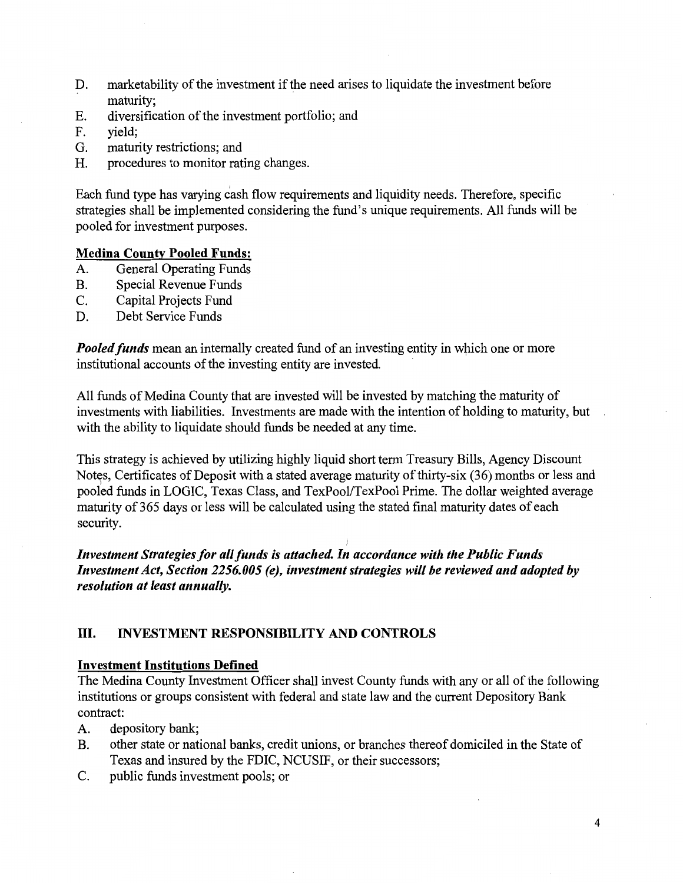D. marketability of the investment if the need arises to liquidate the investment before maturity;
E. diversification of the investment portfolio; and
F. yield;
G. maturity restrictions; and
H. procedures to monitor rating changes.

Each fund type has varying cash flow requirements and liquidity needs. Therefore, specific strategies shall be implemented considering the fund's unique requirements. All funds will be pooled for investment purposes.

**Medina County Pooled Funds:**

A. General Operating Funds
B. Special Revenue Funds
C. Capital Projects Fund
D. Debt Service Funds

***Pooled funds*** mean an internally created fund of an investing entity in which one or more institutional accounts of the investing entity are invested.

All funds of Medina County that are invested will be invested by matching the maturity of investments with liabilities. Investments are made with the intention of holding to maturity, but with the ability to liquidate should funds be needed at any time.

This strategy is achieved by utilizing highly liquid short term Treasury Bills, Agency Discount Notes, Certificates of Deposit with a stated average maturity of thirty-six (36) months or less and pooled funds in LOGIC, Texas Class, and TexPool/TexPool Prime. The dollar weighted average maturity of 365 days or less will be calculated using the stated final maturity dates of each security.

***Investment Strategies for all funds is attached. In accordance with the Public Funds Investment Act, Section 2256.005 (e), investment strategies will be reviewed and adopted by resolution at least annually.***

## III. INVESTMENT RESPONSIBILITY AND CONTROLS

**Investment Institutions Defined**

The Medina County Investment Officer shall invest County funds with any or all of the following institutions or groups consistent with federal and state law and the current Depository Bank contract:

A. depository bank;
B. other state or national banks, credit unions, or branches thereof domiciled in the State of Texas and insured by the FDIC, NCUSIF, or their successors;
C. public funds investment pools; or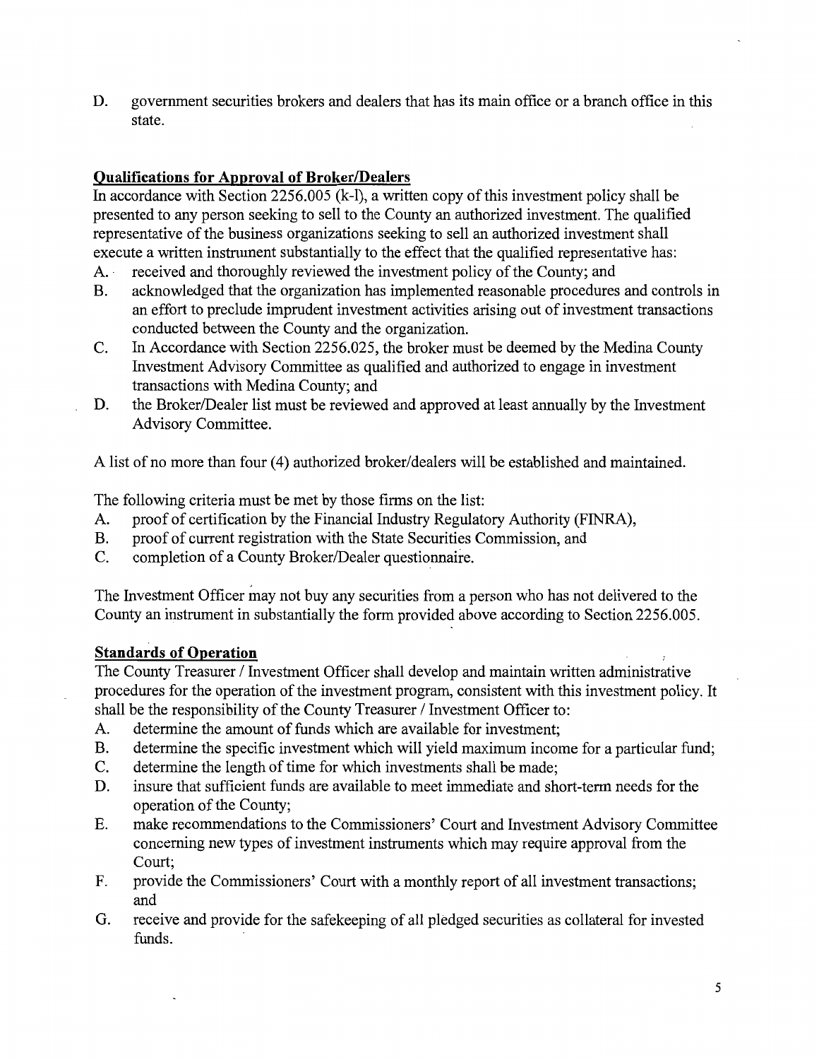D. government securities brokers and dealers that has its main office or a branch office in this state.

**Qualifications for Approval of Broker/Dealers**

In accordance with Section 2256.005 (k-l), a written copy of this investment policy shall be presented to any person seeking to sell to the County an authorized investment. The qualified representative of the business organizations seeking to sell an authorized investment shall execute a written instrument substantially to the effect that the qualified representative has:

A. received and thoroughly reviewed the investment policy of the County; and
B. acknowledged that the organization has implemented reasonable procedures and controls in an effort to preclude imprudent investment activities arising out of investment transactions conducted between the County and the organization.
C. In Accordance with Section 2256.025, the broker must be deemed by the Medina County Investment Advisory Committee as qualified and authorized to engage in investment transactions with Medina County; and
D. the Broker/Dealer list must be reviewed and approved at least annually by the Investment Advisory Committee.

A list of no more than four (4) authorized broker/dealers will be established and maintained.

The following criteria must be met by those firms on the list:

A. proof of certification by the Financial Industry Regulatory Authority (FINRA),
B. proof of current registration with the State Securities Commission, and
C. completion of a County Broker/Dealer questionnaire.

The Investment Officer may not buy any securities from a person who has not delivered to the County an instrument in substantially the form provided above according to Section 2256.005.

**Standards of Operation**

The County Treasurer / Investment Officer shall develop and maintain written administrative procedures for the operation of the investment program, consistent with this investment policy. It shall be the responsibility of the County Treasurer / Investment Officer to:

A. determine the amount of funds which are available for investment;
B. determine the specific investment which will yield maximum income for a particular fund;
C. determine the length of time for which investments shall be made;
D. insure that sufficient funds are available to meet immediate and short-term needs for the operation of the County;
E. make recommendations to the Commissioners' Court and Investment Advisory Committee concerning new types of investment instruments which may require approval from the Court;
F. provide the Commissioners' Court with a monthly report of all investment transactions; and
G. receive and provide for the safekeeping of all pledged securities as collateral for invested funds.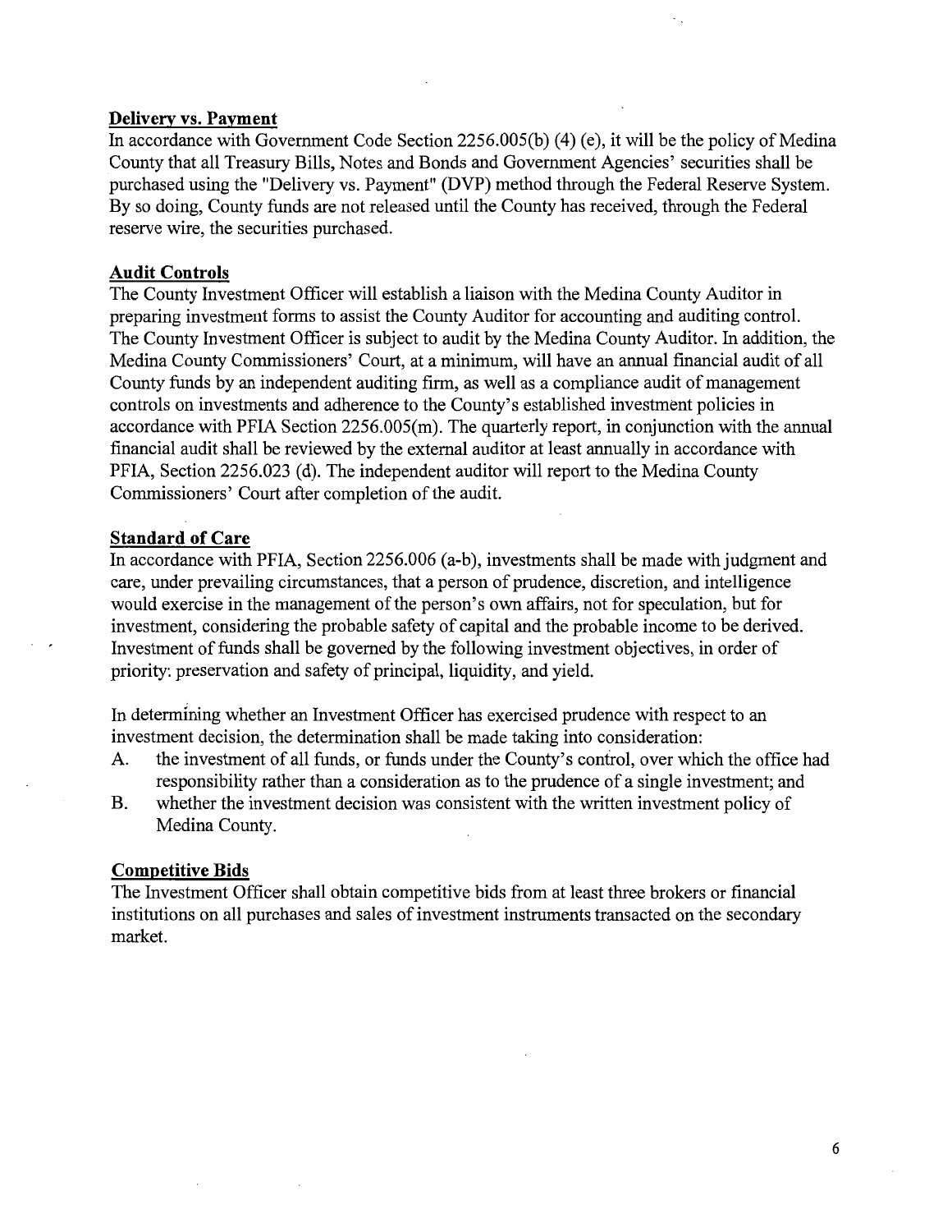## Delivery vs. Payment

In accordance with Government Code Section 2256.005(b) (4) (e), it will be the policy of Medina County that all Treasury Bills, Notes and Bonds and Government Agencies' securities shall be purchased using the "Delivery vs. Payment" (DVP) method through the Federal Reserve System. By so doing, County funds are not released until the County has received, through the Federal reserve wire, the securities purchased.

## Audit Controls

The County Investment Officer will establish a liaison with the Medina County Auditor in preparing investment forms to assist the County Auditor for accounting and auditing control. The County Investment Officer is subject to audit by the Medina County Auditor. In addition, the Medina County Commissioners' Court, at a minimum, will have an annual financial audit of all County funds by an independent auditing firm, as well as a compliance audit of management controls on investments and adherence to the County's established investment policies in accordance with PFIA Section 2256.005(m). The quarterly report, in conjunction with the annual financial audit shall be reviewed by the external auditor at least annually in accordance with PFIA, Section 2256.023 (d). The independent auditor will report to the Medina County Commissioners' Court after completion of the audit.

## Standard of Care

In accordance with PFIA, Section 2256.006 (a-b), investments shall be made with judgment and care, under prevailing circumstances, that a person of prudence, discretion, and intelligence would exercise in the management of the person's own affairs, not for speculation, but for investment, considering the probable safety of capital and the probable income to be derived. Investment of funds shall be governed by the following investment objectives, in order of priority: preservation and safety of principal, liquidity, and yield.

In determining whether an Investment Officer has exercised prudence with respect to an investment decision, the determination shall be made taking into consideration:

A. the investment of all funds, or funds under the County's control, over which the office had responsibility rather than a consideration as to the prudence of a single investment; and

B. whether the investment decision was consistent with the written investment policy of Medina County.

## Competitive Bids

The Investment Officer shall obtain competitive bids from at least three brokers or financial institutions on all purchases and sales of investment instruments transacted on the secondary market.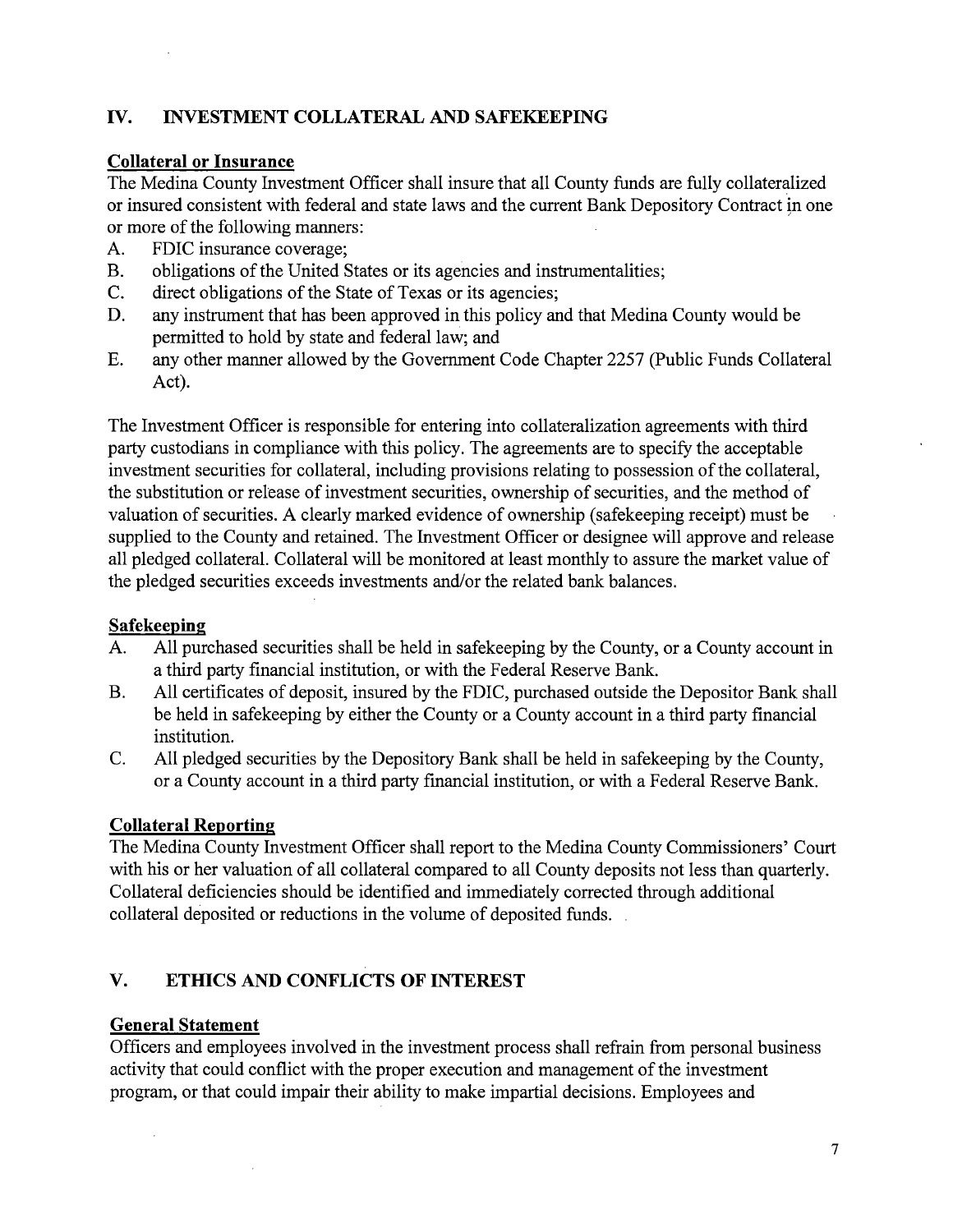## IV. INVESTMENT COLLATERAL AND SAFEKEEPING

**Collateral or Insurance**

The Medina County Investment Officer shall insure that all County funds are fully collateralized or insured consistent with federal and state laws and the current Bank Depository Contract in one or more of the following manners:

A. FDIC insurance coverage;
B. obligations of the United States or its agencies and instrumentalities;
C. direct obligations of the State of Texas or its agencies;
D. any instrument that has been approved in this policy and that Medina County would be permitted to hold by state and federal law; and
E. any other manner allowed by the Government Code Chapter 2257 (Public Funds Collateral Act).

The Investment Officer is responsible for entering into collateralization agreements with third party custodians in compliance with this policy. The agreements are to specify the acceptable investment securities for collateral, including provisions relating to possession of the collateral, the substitution or release of investment securities, ownership of securities, and the method of valuation of securities. A clearly marked evidence of ownership (safekeeping receipt) must be supplied to the County and retained. The Investment Officer or designee will approve and release all pledged collateral. Collateral will be monitored at least monthly to assure the market value of the pledged securities exceeds investments and/or the related bank balances.

**Safekeeping**

A. All purchased securities shall be held in safekeeping by the County, or a County account in a third party financial institution, or with the Federal Reserve Bank.
B. All certificates of deposit, insured by the FDIC, purchased outside the Depositor Bank shall be held in safekeeping by either the County or a County account in a third party financial institution.
C. All pledged securities by the Depository Bank shall be held in safekeeping by the County, or a County account in a third party financial institution, or with a Federal Reserve Bank.

**Collateral Reporting**

The Medina County Investment Officer shall report to the Medina County Commissioners' Court with his or her valuation of all collateral compared to all County deposits not less than quarterly. Collateral deficiencies should be identified and immediately corrected through additional collateral deposited or reductions in the volume of deposited funds.

## V. ETHICS AND CONFLICTS OF INTEREST

**General Statement**

Officers and employees involved in the investment process shall refrain from personal business activity that could conflict with the proper execution and management of the investment program, or that could impair their ability to make impartial decisions. Employees and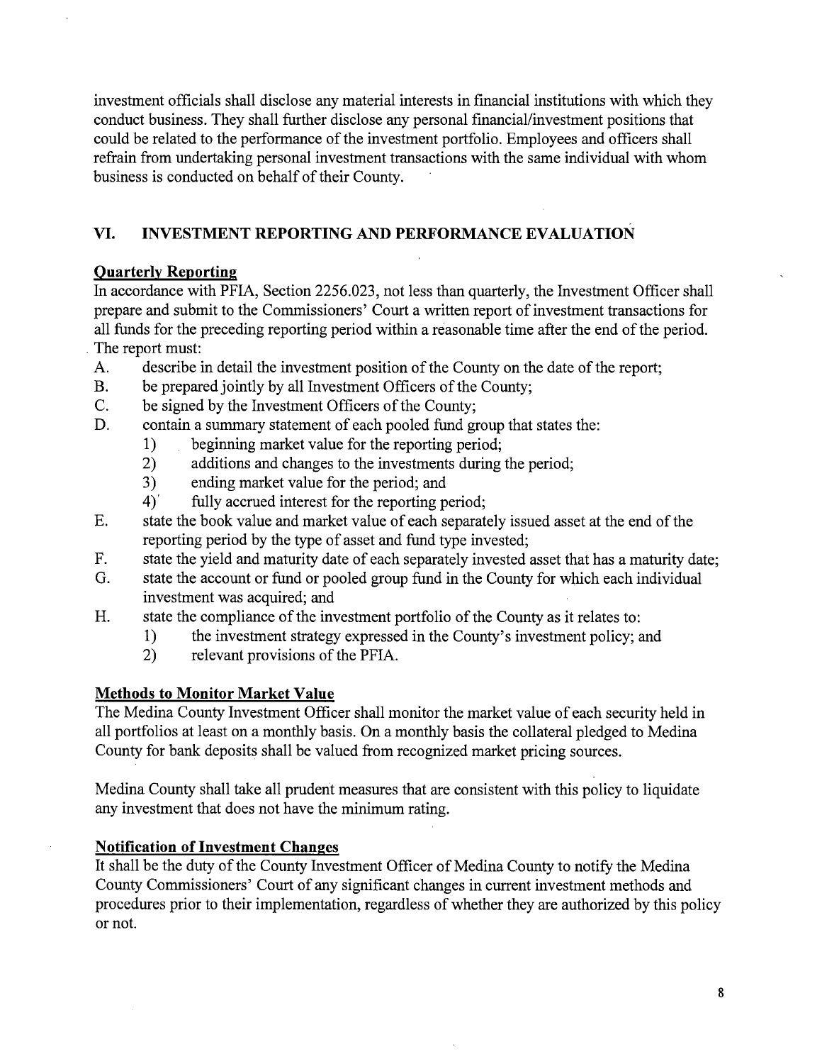investment officials shall disclose any material interests in financial institutions with which they conduct business. They shall further disclose any personal financial/investment positions that could be related to the performance of the investment portfolio. Employees and officers shall refrain from undertaking personal investment transactions with the same individual with whom business is conducted on behalf of their County.

## VI. INVESTMENT REPORTING AND PERFORMANCE EVALUATION

### Quarterly Reporting

In accordance with PFIA, Section 2256.023, not less than quarterly, the Investment Officer shall prepare and submit to the Commissioners' Court a written report of investment transactions for all funds for the preceding reporting period within a reasonable time after the end of the period. The report must:

A. describe in detail the investment position of the County on the date of the report;
B. be prepared jointly by all Investment Officers of the County;
C. be signed by the Investment Officers of the County;
D. contain a summary statement of each pooled fund group that states the:
   1) beginning market value for the reporting period;
   2) additions and changes to the investments during the period;
   3) ending market value for the period; and
   4) fully accrued interest for the reporting period;
E. state the book value and market value of each separately issued asset at the end of the reporting period by the type of asset and fund type invested;
F. state the yield and maturity date of each separately invested asset that has a maturity date;
G. state the account or fund or pooled group fund in the County for which each individual investment was acquired; and
H. state the compliance of the investment portfolio of the County as it relates to:
   1) the investment strategy expressed in the County's investment policy; and
   2) relevant provisions of the PFIA.

### Methods to Monitor Market Value

The Medina County Investment Officer shall monitor the market value of each security held in all portfolios at least on a monthly basis. On a monthly basis the collateral pledged to Medina County for bank deposits shall be valued from recognized market pricing sources.

Medina County shall take all prudent measures that are consistent with this policy to liquidate any investment that does not have the minimum rating.

### Notification of Investment Changes

It shall be the duty of the County Investment Officer of Medina County to notify the Medina County Commissioners' Court of any significant changes in current investment methods and procedures prior to their implementation, regardless of whether they are authorized by this policy or not.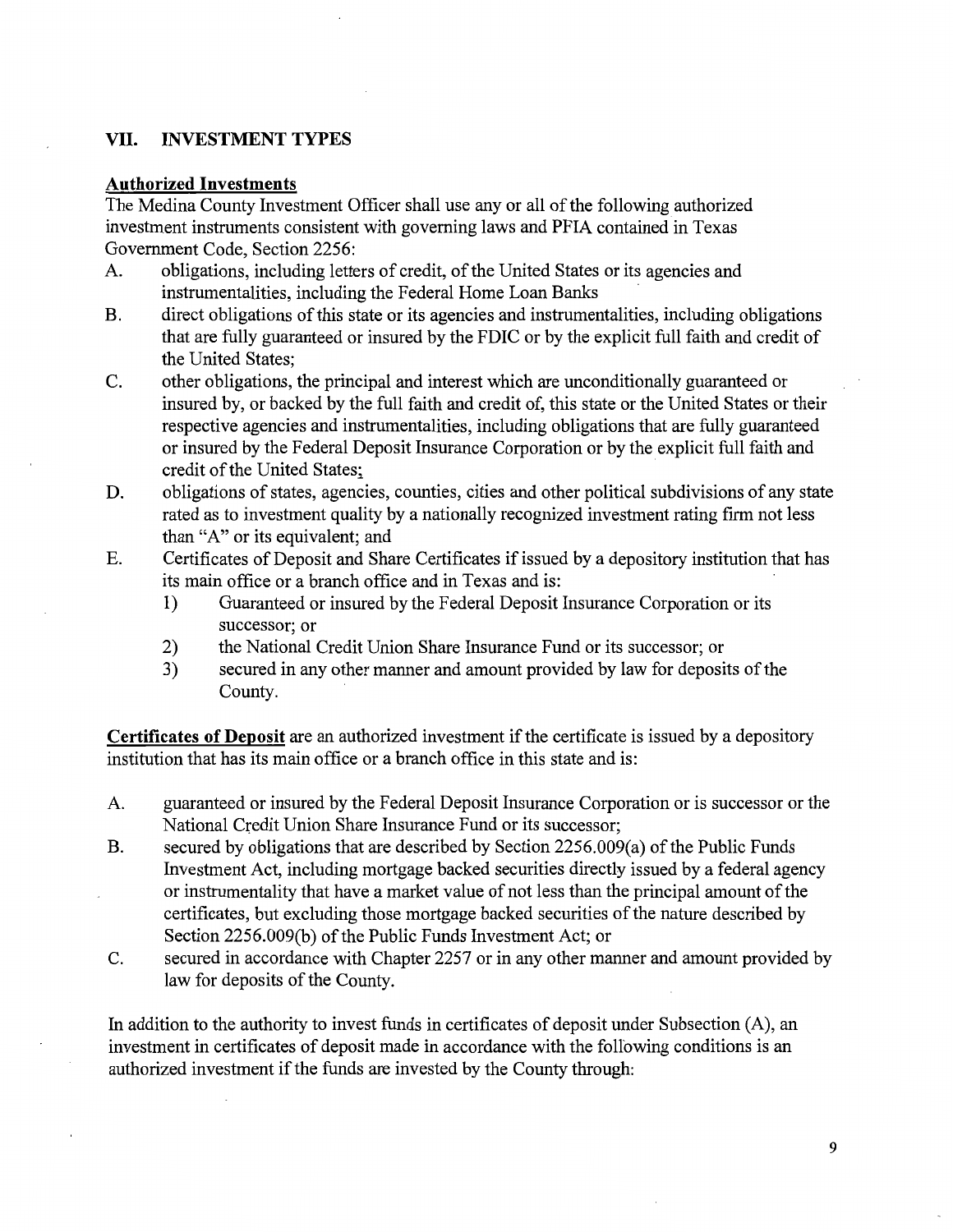## VII. INVESTMENT TYPES

**Authorized Investments**

The Medina County Investment Officer shall use any or all of the following authorized investment instruments consistent with governing laws and PFIA contained in Texas Government Code, Section 2256:

A. obligations, including letters of credit, of the United States or its agencies and instrumentalities, including the Federal Home Loan Banks

B. direct obligations of this state or its agencies and instrumentalities, including obligations that are fully guaranteed or insured by the FDIC or by the explicit full faith and credit of the United States;

C. other obligations, the principal and interest which are unconditionally guaranteed or insured by, or backed by the full faith and credit of, this state or the United States or their respective agencies and instrumentalities, including obligations that are fully guaranteed or insured by the Federal Deposit Insurance Corporation or by the explicit full faith and credit of the United States;

D. obligations of states, agencies, counties, cities and other political subdivisions of any state rated as to investment quality by a nationally recognized investment rating firm not less than "A" or its equivalent; and

E. Certificates of Deposit and Share Certificates if issued by a depository institution that has its main office or a branch office and in Texas and is:
   1) Guaranteed or insured by the Federal Deposit Insurance Corporation or its successor; or
   2) the National Credit Union Share Insurance Fund or its successor; or
   3) secured in any other manner and amount provided by law for deposits of the County.

**Certificates of Deposit** are an authorized investment if the certificate is issued by a depository institution that has its main office or a branch office in this state and is:

A. guaranteed or insured by the Federal Deposit Insurance Corporation or is successor or the National Credit Union Share Insurance Fund or its successor;

B. secured by obligations that are described by Section 2256.009(a) of the Public Funds Investment Act, including mortgage backed securities directly issued by a federal agency or instrumentality that have a market value of not less than the principal amount of the certificates, but excluding those mortgage backed securities of the nature described by Section 2256.009(b) of the Public Funds Investment Act; or

C. secured in accordance with Chapter 2257 or in any other manner and amount provided by law for deposits of the County.

In addition to the authority to invest funds in certificates of deposit under Subsection (A), an investment in certificates of deposit made in accordance with the following conditions is an authorized investment if the funds are invested by the County through: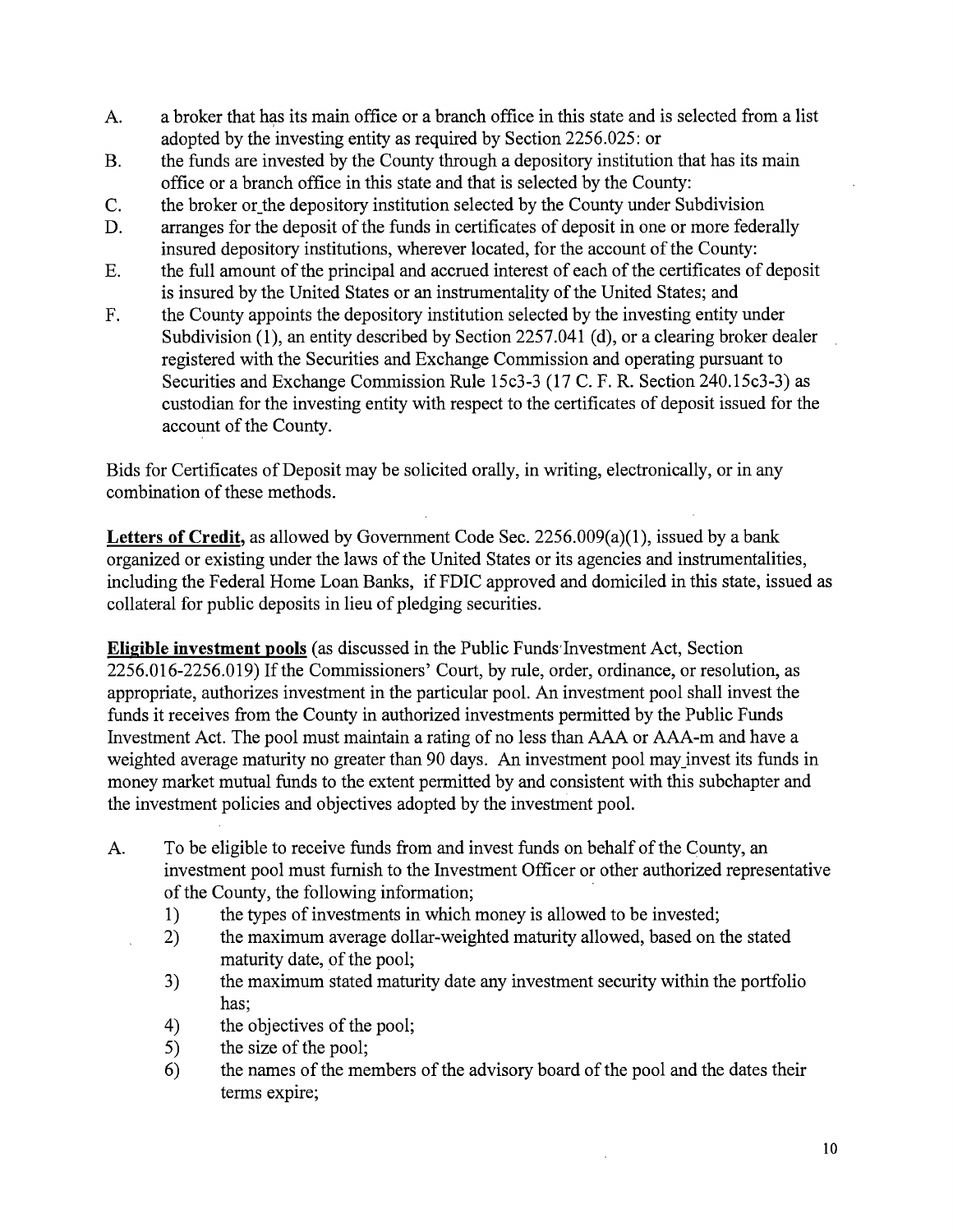A. a broker that has its main office or a branch office in this state and is selected from a list adopted by the investing entity as required by Section 2256.025: or
B. the funds are invested by the County through a depository institution that has its main office or a branch office in this state and that is selected by the County:
C. the broker or the depository institution selected by the County under Subdivision
D. arranges for the deposit of the funds in certificates of deposit in one or more federally insured depository institutions, wherever located, for the account of the County:
E. the full amount of the principal and accrued interest of each of the certificates of deposit is insured by the United States or an instrumentality of the United States; and
F. the County appoints the depository institution selected by the investing entity under Subdivision (1), an entity described by Section 2257.041 (d), or a clearing broker dealer registered with the Securities and Exchange Commission and operating pursuant to Securities and Exchange Commission Rule 15c3-3 (17 C. F. R. Section 240.15c3-3) as custodian for the investing entity with respect to the certificates of deposit issued for the account of the County.

Bids for Certificates of Deposit may be solicited orally, in writing, electronically, or in any combination of these methods.

**Letters of Credit,** as allowed by Government Code Sec. 2256.009(a)(1), issued by a bank organized or existing under the laws of the United States or its agencies and instrumentalities, including the Federal Home Loan Banks, if FDIC approved and domiciled in this state, issued as collateral for public deposits in lieu of pledging securities.

**Eligible investment pools** (as discussed in the Public Funds Investment Act, Section 2256.016-2256.019) If the Commissioners' Court, by rule, order, ordinance, or resolution, as appropriate, authorizes investment in the particular pool. An investment pool shall invest the funds it receives from the County in authorized investments permitted by the Public Funds Investment Act. The pool must maintain a rating of no less than AAA or AAA-m and have a weighted average maturity no greater than 90 days. An investment pool may invest its funds in money market mutual funds to the extent permitted by and consistent with this subchapter and the investment policies and objectives adopted by the investment pool.

A. To be eligible to receive funds from and invest funds on behalf of the County, an investment pool must furnish to the Investment Officer or other authorized representative of the County, the following information;
   1) the types of investments in which money is allowed to be invested;
   2) the maximum average dollar-weighted maturity allowed, based on the stated maturity date, of the pool;
   3) the maximum stated maturity date any investment security within the portfolio has;
   4) the objectives of the pool;
   5) the size of the pool;
   6) the names of the members of the advisory board of the pool and the dates their terms expire;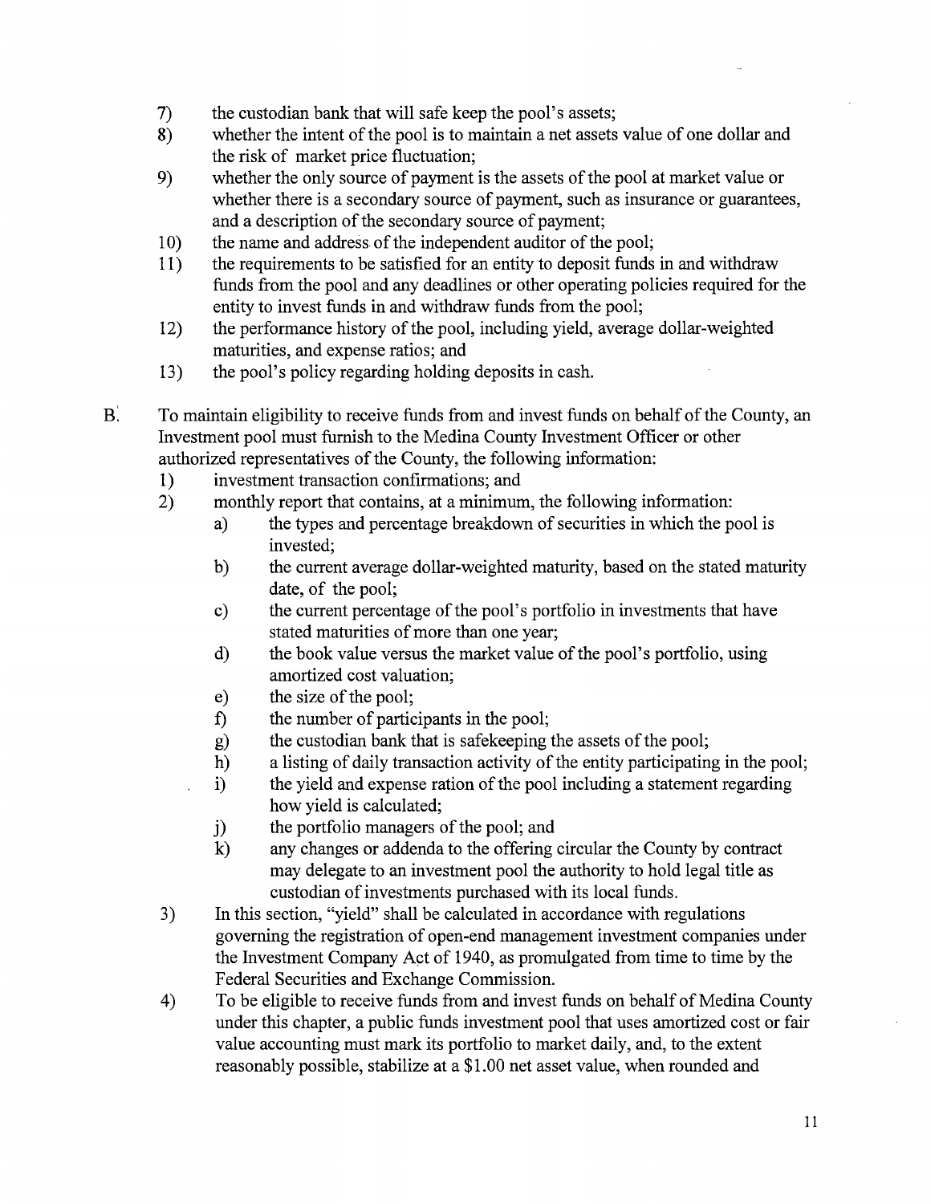7) the custodian bank that will safe keep the pool's assets;
8) whether the intent of the pool is to maintain a net assets value of one dollar and the risk of market price fluctuation;
9) whether the only source of payment is the assets of the pool at market value or whether there is a secondary source of payment, such as insurance or guarantees, and a description of the secondary source of payment;
10) the name and address of the independent auditor of the pool;
11) the requirements to be satisfied for an entity to deposit funds in and withdraw funds from the pool and any deadlines or other operating policies required for the entity to invest funds in and withdraw funds from the pool;
12) the performance history of the pool, including yield, average dollar-weighted maturities, and expense ratios; and
13) the pool's policy regarding holding deposits in cash.

B. To maintain eligibility to receive funds from and invest funds on behalf of the County, an Investment pool must furnish to the Medina County Investment Officer or other authorized representatives of the County, the following information:
   1) investment transaction confirmations; and
   2) monthly report that contains, at a minimum, the following information:
      a) the types and percentage breakdown of securities in which the pool is invested;
      b) the current average dollar-weighted maturity, based on the stated maturity date, of the pool;
      c) the current percentage of the pool's portfolio in investments that have stated maturities of more than one year;
      d) the book value versus the market value of the pool's portfolio, using amortized cost valuation;
      e) the size of the pool;
      f) the number of participants in the pool;
      g) the custodian bank that is safekeeping the assets of the pool;
      h) a listing of daily transaction activity of the entity participating in the pool;
      i) the yield and expense ration of the pool including a statement regarding how yield is calculated;
      j) the portfolio managers of the pool; and
      k) any changes or addenda to the offering circular the County by contract may delegate to an investment pool the authority to hold legal title as custodian of investments purchased with its local funds.
   3) In this section, "yield" shall be calculated in accordance with regulations governing the registration of open-end management investment companies under the Investment Company Act of 1940, as promulgated from time to time by the Federal Securities and Exchange Commission.
   4) To be eligible to receive funds from and invest funds on behalf of Medina County under this chapter, a public funds investment pool that uses amortized cost or fair value accounting must mark its portfolio to market daily, and, to the extent reasonably possible, stabilize at a $1.00 net asset value, when rounded and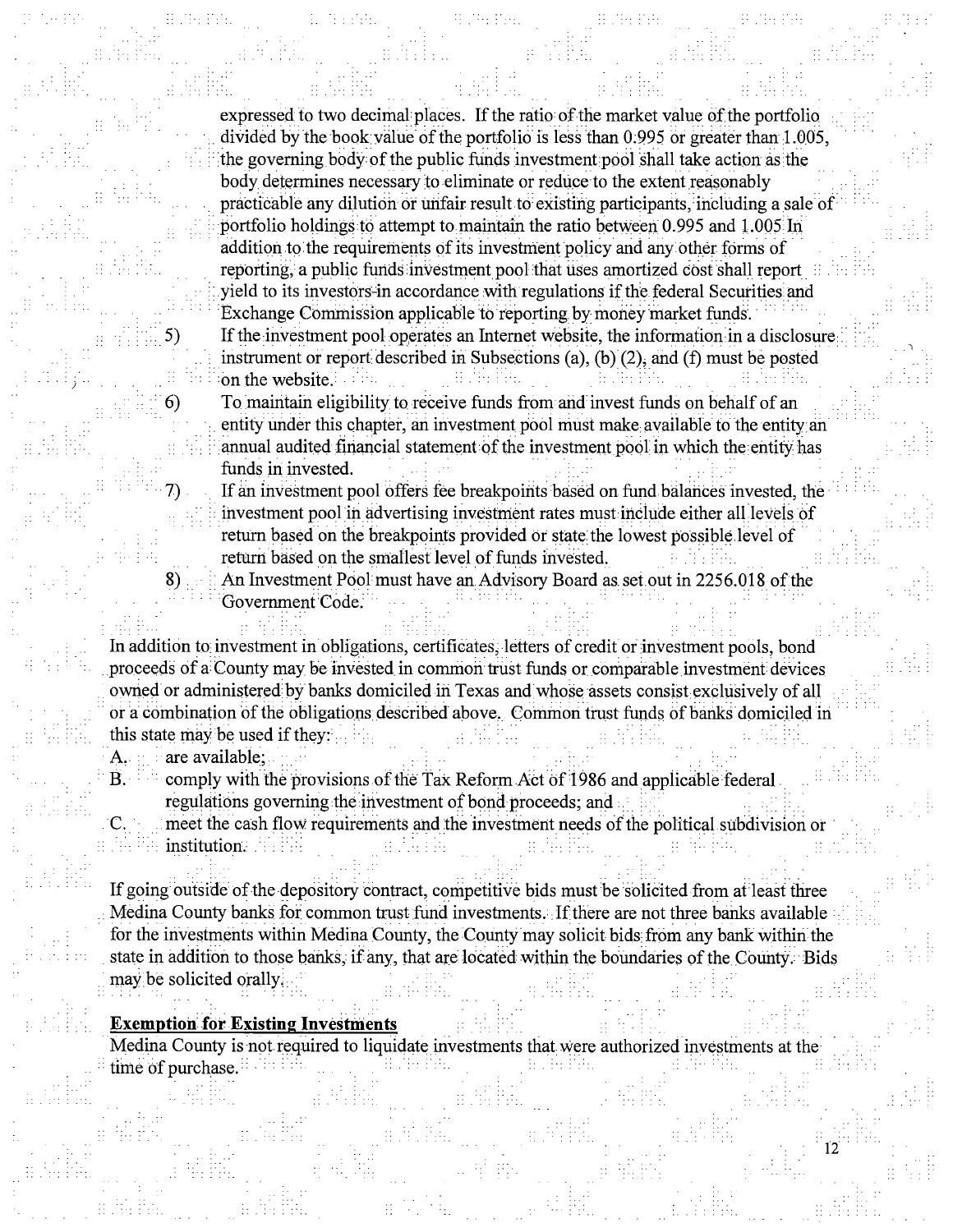expressed to two decimal places. If the ratio of the market value of the portfolio divided by the book value of the portfolio is less than 0.995 or greater than 1.005, the governing body of the public funds investment pool shall take action as the body determines necessary to eliminate or reduce to the extent reasonably practicable any dilution or unfair result to existing participants, including a sale of portfolio holdings to attempt to maintain the ratio between 0.995 and 1.005 In addition to the requirements of its investment policy and any other forms of reporting, a public funds investment pool that uses amortized cost shall report yield to its investors in accordance with regulations if the federal Securities and Exchange Commission applicable to reporting by money market funds.

5) If the investment pool operates an Internet website, the information in a disclosure instrument or report described in Subsections (a), (b) (2), and (f) must be posted on the website.
6) To maintain eligibility to receive funds from and invest funds on behalf of an entity under this chapter, an investment pool must make available to the entity an annual audited financial statement of the investment pool in which the entity has funds in invested.
7) If an investment pool offers fee breakpoints based on fund balances invested, the investment pool in advertising investment rates must include either all levels of return based on the breakpoints provided or state the lowest possible level of return based on the smallest level of funds invested.
8) An Investment Pool must have an Advisory Board as set out in 2256.018 of the Government Code.

In addition to investment in obligations, certificates, letters of credit or investment pools, bond proceeds of a County may be invested in common trust funds or comparable investment devices owned or administered by banks domiciled in Texas and whose assets consist exclusively of all or a combination of the obligations described above. Common trust funds of banks domiciled in this state may be used if they:

A. are available;
B. comply with the provisions of the Tax Reform Act of 1986 and applicable federal regulations governing the investment of bond proceeds; and
C. meet the cash flow requirements and the investment needs of the political subdivision or institution.

If going outside of the depository contract, competitive bids must be solicited from at least three Medina County banks for common trust fund investments. If there are not three banks available for the investments within Medina County, the County may solicit bids from any bank within the state in addition to those banks, if any, that are located within the boundaries of the County. Bids may be solicited orally.

**Exemption for Existing Investments**

Medina County is not required to liquidate investments that were authorized investments at the time of purchase.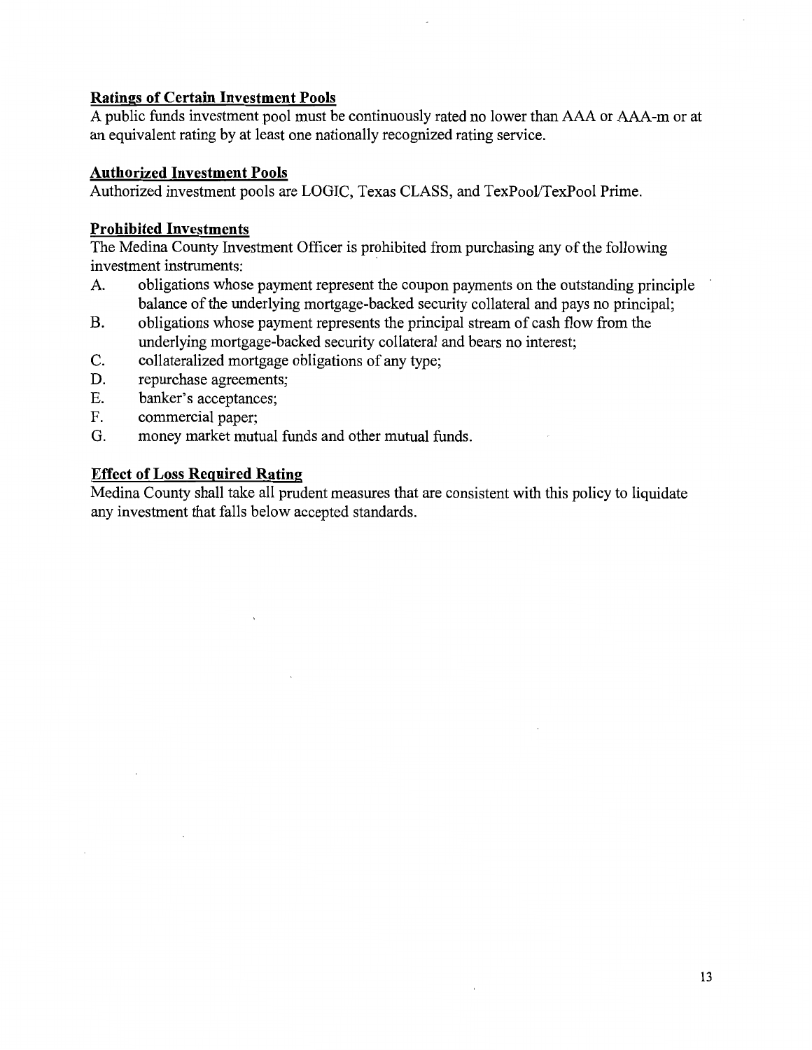**Ratings of Certain Investment Pools**

A public funds investment pool must be continuously rated no lower than AAA or AAA-m or at an equivalent rating by at least one nationally recognized rating service.

**Authorized Investment Pools**

Authorized investment pools are LOGIC, Texas CLASS, and TexPool/TexPool Prime.

**Prohibited Investments**

The Medina County Investment Officer is prohibited from purchasing any of the following investment instruments:

A. obligations whose payment represent the coupon payments on the outstanding principle balance of the underlying mortgage-backed security collateral and pays no principal;
B. obligations whose payment represents the principal stream of cash flow from the underlying mortgage-backed security collateral and bears no interest;
C. collateralized mortgage obligations of any type;
D. repurchase agreements;
E. banker's acceptances;
F. commercial paper;
G. money market mutual funds and other mutual funds.

**Effect of Loss Required Rating**

Medina County shall take all prudent measures that are consistent with this policy to liquidate any investment that falls below accepted standards.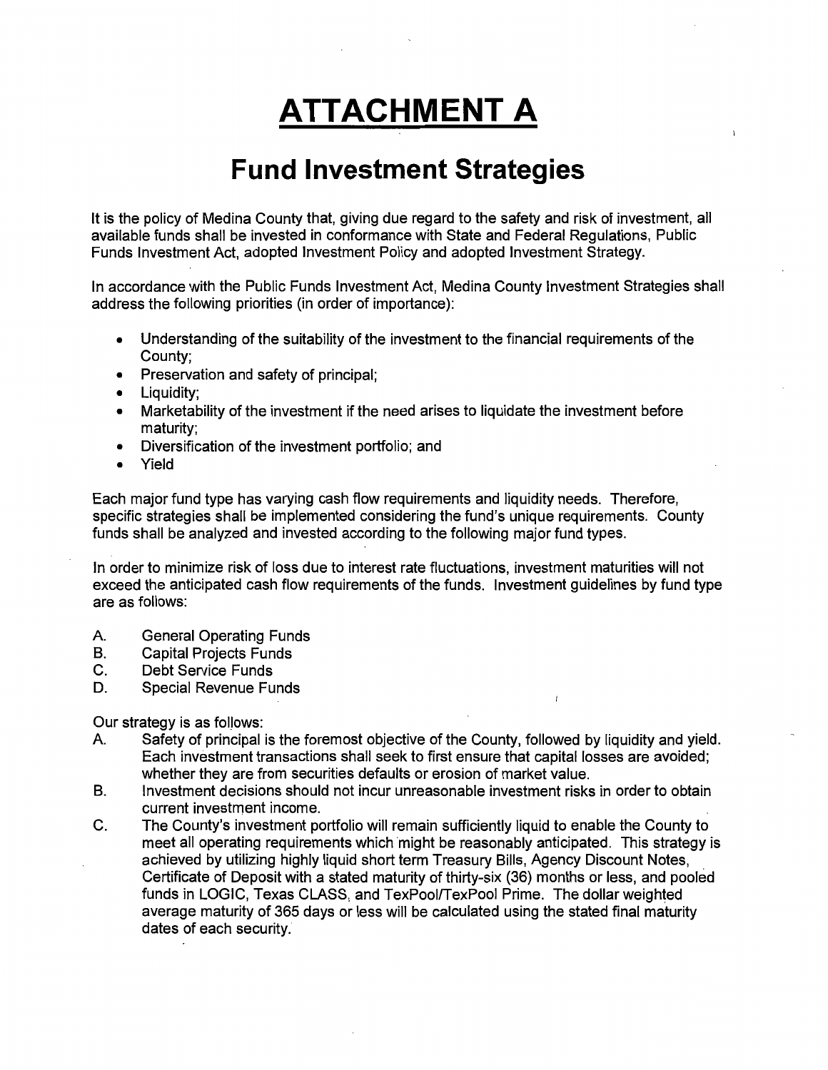# ATTACHMENT A

## Fund Investment Strategies

It is the policy of Medina County that, giving due regard to the safety and risk of investment, all available funds shall be invested in conformance with State and Federal Regulations, Public Funds Investment Act, adopted Investment Policy and adopted Investment Strategy.

In accordance with the Public Funds Investment Act, Medina County Investment Strategies shall address the following priorities (in order of importance):

- Understanding of the suitability of the investment to the financial requirements of the County;
- Preservation and safety of principal;
- Liquidity;
- Marketability of the investment if the need arises to liquidate the investment before maturity;
- Diversification of the investment portfolio; and
- Yield

Each major fund type has varying cash flow requirements and liquidity needs. Therefore, specific strategies shall be implemented considering the fund's unique requirements. County funds shall be analyzed and invested according to the following major fund types.

In order to minimize risk of loss due to interest rate fluctuations, investment maturities will not exceed the anticipated cash flow requirements of the funds. Investment guidelines by fund type are as follows:

A. General Operating Funds
B. Capital Projects Funds
C. Debt Service Funds
D. Special Revenue Funds

Our strategy is as follows:

A. Safety of principal is the foremost objective of the County, followed by liquidity and yield. Each investment transactions shall seek to first ensure that capital losses are avoided; whether they are from securities defaults or erosion of market value.
B. Investment decisions should not incur unreasonable investment risks in order to obtain current investment income.
C. The County's investment portfolio will remain sufficiently liquid to enable the County to meet all operating requirements which might be reasonably anticipated. This strategy is achieved by utilizing highly liquid short term Treasury Bills, Agency Discount Notes, Certificate of Deposit with a stated maturity of thirty-six (36) months or less, and pooled funds in LOGIC, Texas CLASS, and TexPool/TexPool Prime. The dollar weighted average maturity of 365 days or less will be calculated using the stated final maturity dates of each security.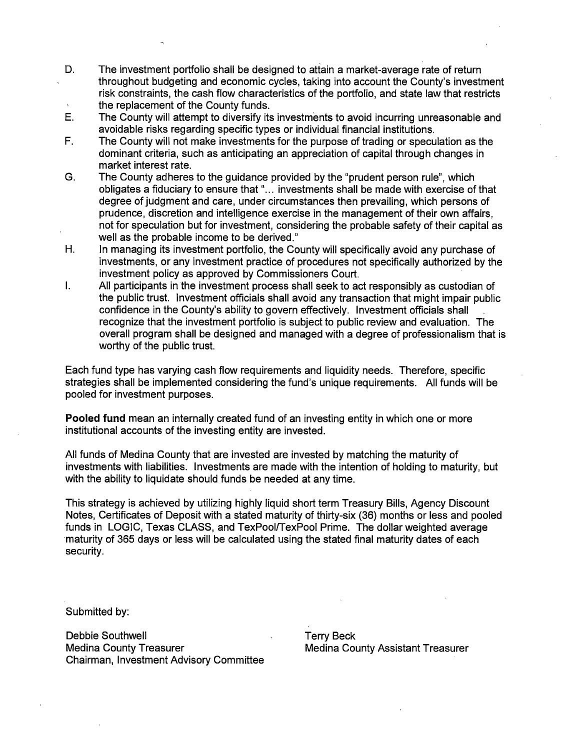D. The investment portfolio shall be designed to attain a market-average rate of return throughout budgeting and economic cycles, taking into account the County's investment risk constraints, the cash flow characteristics of the portfolio, and state law that restricts the replacement of the County funds.

E. The County will attempt to diversify its investments to avoid incurring unreasonable and avoidable risks regarding specific types or individual financial institutions.

F. The County will not make investments for the purpose of trading or speculation as the dominant criteria, such as anticipating an appreciation of capital through changes in market interest rate.

G. The County adheres to the guidance provided by the "prudent person rule", which obligates a fiduciary to ensure that "... investments shall be made with exercise of that degree of judgment and care, under circumstances then prevailing, which persons of prudence, discretion and intelligence exercise in the management of their own affairs, not for speculation but for investment, considering the probable safety of their capital as well as the probable income to be derived."

H. In managing its investment portfolio, the County will specifically avoid any purchase of investments, or any investment practice of procedures not specifically authorized by the investment policy as approved by Commissioners Court.

I. All participants in the investment process shall seek to act responsibly as custodian of the public trust. Investment officials shall avoid any transaction that might impair public confidence in the County's ability to govern effectively. Investment officials shall recognize that the investment portfolio is subject to public review and evaluation. The overall program shall be designed and managed with a degree of professionalism that is worthy of the public trust.

Each fund type has varying cash flow requirements and liquidity needs. Therefore, specific strategies shall be implemented considering the fund's unique requirements. All funds will be pooled for investment purposes.

**Pooled fund** mean an internally created fund of an investing entity in which one or more institutional accounts of the investing entity are invested.

All funds of Medina County that are invested are invested by matching the maturity of investments with liabilities. Investments are made with the intention of holding to maturity, but with the ability to liquidate should funds be needed at any time.

This strategy is achieved by utilizing highly liquid short term Treasury Bills, Agency Discount Notes, Certificates of Deposit with a stated maturity of thirty-six (36) months or less and pooled funds in LOGIC, Texas CLASS, and TexPool/TexPool Prime. The dollar weighted average maturity of 365 days or less will be calculated using the stated final maturity dates of each security.

Submitted by:

Debbie Southwell
Medina County Treasurer
Chairman, Investment Advisory Committee

Terry Beck
Medina County Assistant Treasurer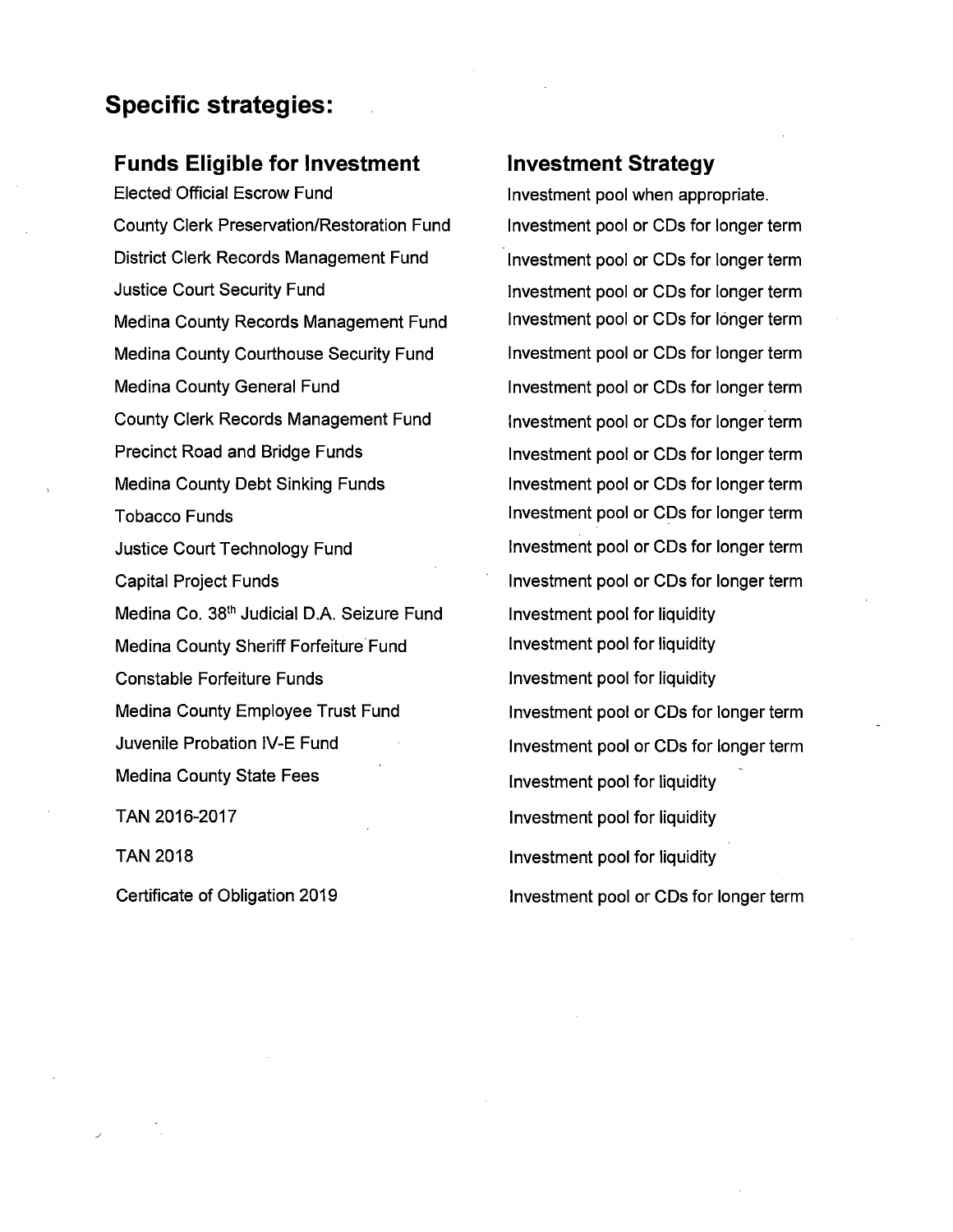## Specific strategies:

| Funds Eligible for Investment | Investment Strategy |
|---|---|
| Elected Official Escrow Fund | Investment pool when appropriate. |
| County Clerk Preservation/Restoration Fund | Investment pool or CDs for longer term |
| District Clerk Records Management Fund | Investment pool or CDs for longer term |
| Justice Court Security Fund | Investment pool or CDs for longer term |
| Medina County Records Management Fund | Investment pool or CDs for longer term |
| Medina County Courthouse Security Fund | Investment pool or CDs for longer term |
| Medina County General Fund | Investment pool or CDs for longer term |
| County Clerk Records Management Fund | Investment pool or CDs for longer term |
| Precinct Road and Bridge Funds | Investment pool or CDs for longer term |
| Medina County Debt Sinking Funds | Investment pool or CDs for longer term |
| Tobacco Funds | Investment pool or CDs for longer term |
| Justice Court Technology Fund | Investment pool or CDs for longer term |
| Capital Project Funds | Investment pool or CDs for longer term |
| Medina Co. 38th Judicial D.A. Seizure Fund | Investment pool for liquidity |
| Medina County Sheriff Forfeiture Fund | Investment pool for liquidity |
| Constable Forfeiture Funds | Investment pool for liquidity |
| Medina County Employee Trust Fund | Investment pool or CDs for longer term |
| Juvenile Probation IV-E Fund | Investment pool or CDs for longer term |
| Medina County State Fees | Investment pool for liquidity |
| TAN 2016-2017 | Investment pool for liquidity |
| TAN 2018 | Investment pool for liquidity |
| Certificate of Obligation 2019 | Investment pool or CDs for longer term |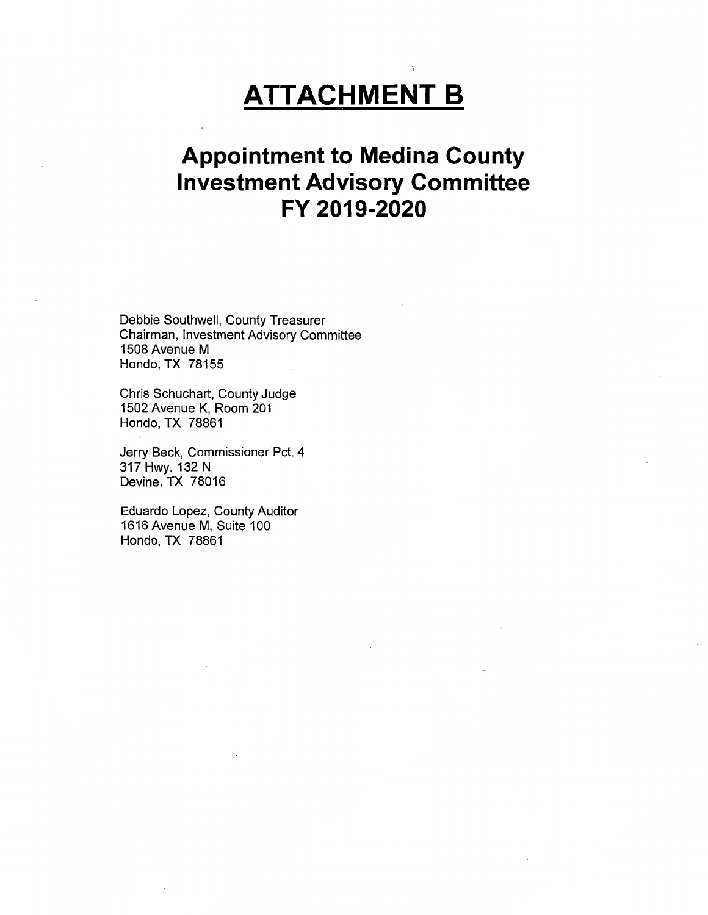# ATTACHMENT B

## Appointment to Medina County Investment Advisory Committee FY 2019-2020

Debbie Southwell, County Treasurer
Chairman, Investment Advisory Committee
1508 Avenue M
Hondo, TX 78155

Chris Schuchart, County Judge
1502 Avenue K, Room 201
Hondo, TX 78861

Jerry Beck, Commissioner Pct. 4
317 Hwy. 132 N
Devine, TX 78016

Eduardo Lopez, County Auditor
1616 Avenue M, Suite 100
Hondo, TX 78861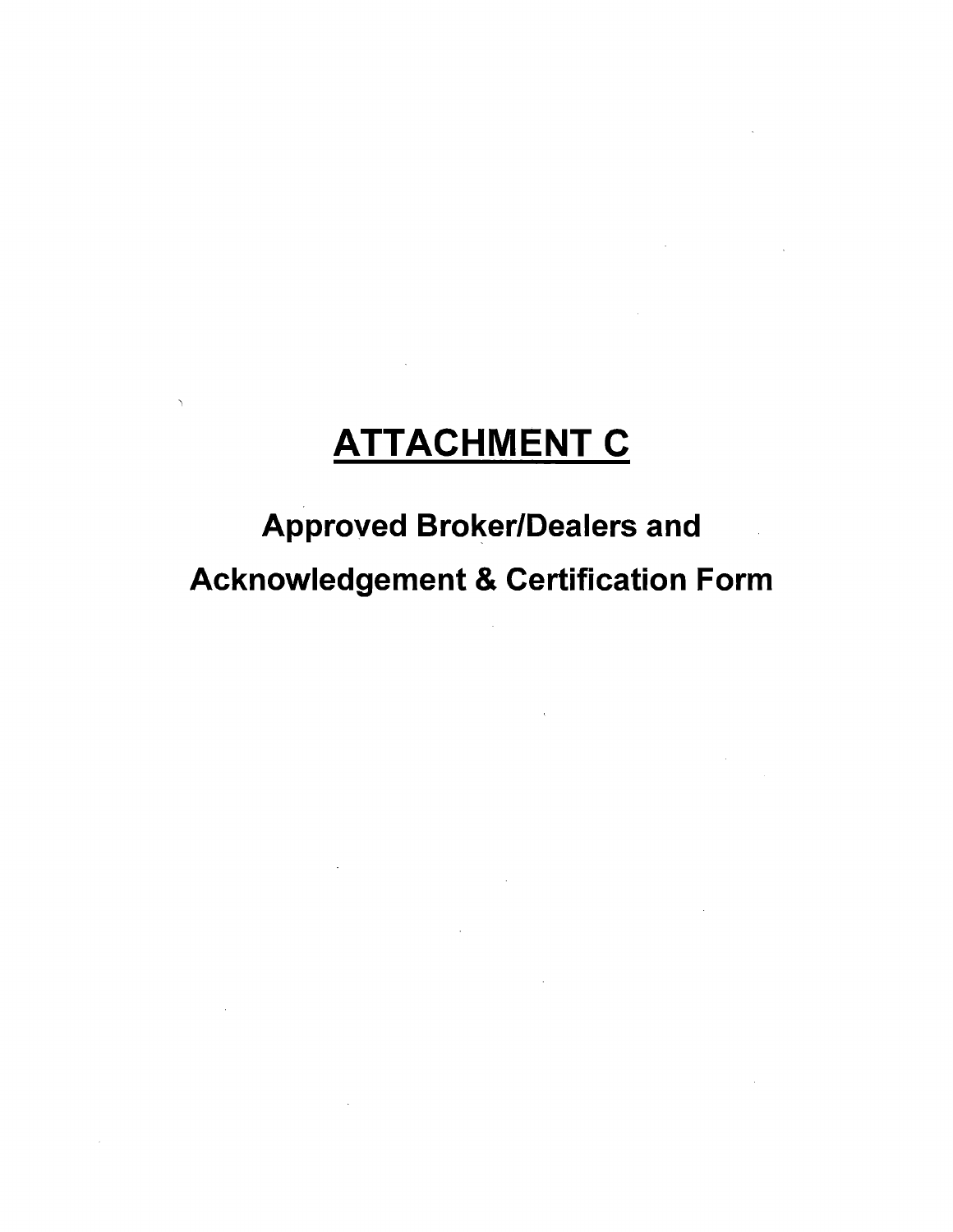# ATTACHMENT C

## Approved Broker/Dealers and Acknowledgement & Certification Form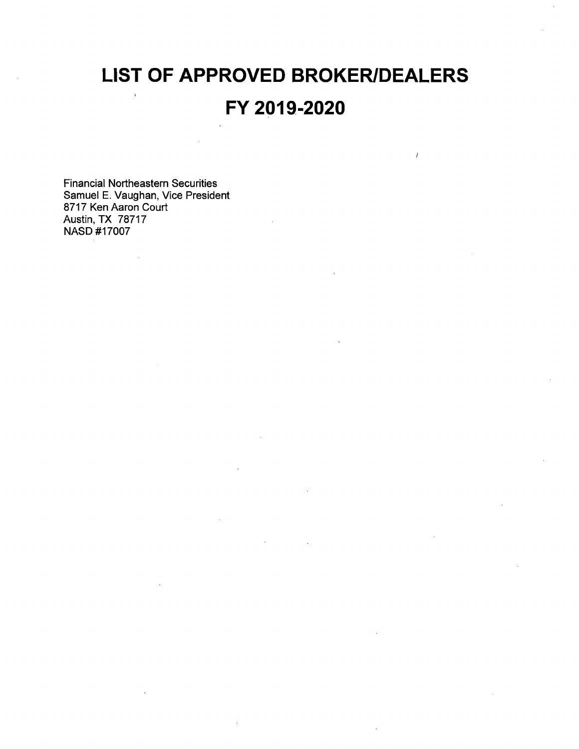# LIST OF APPROVED BROKER/DEALERS

# FY 2019-2020

Financial Northeastern Securities
Samuel E. Vaughan, Vice President
8717 Ken Aaron Court
Austin, TX 78717
NASD #17007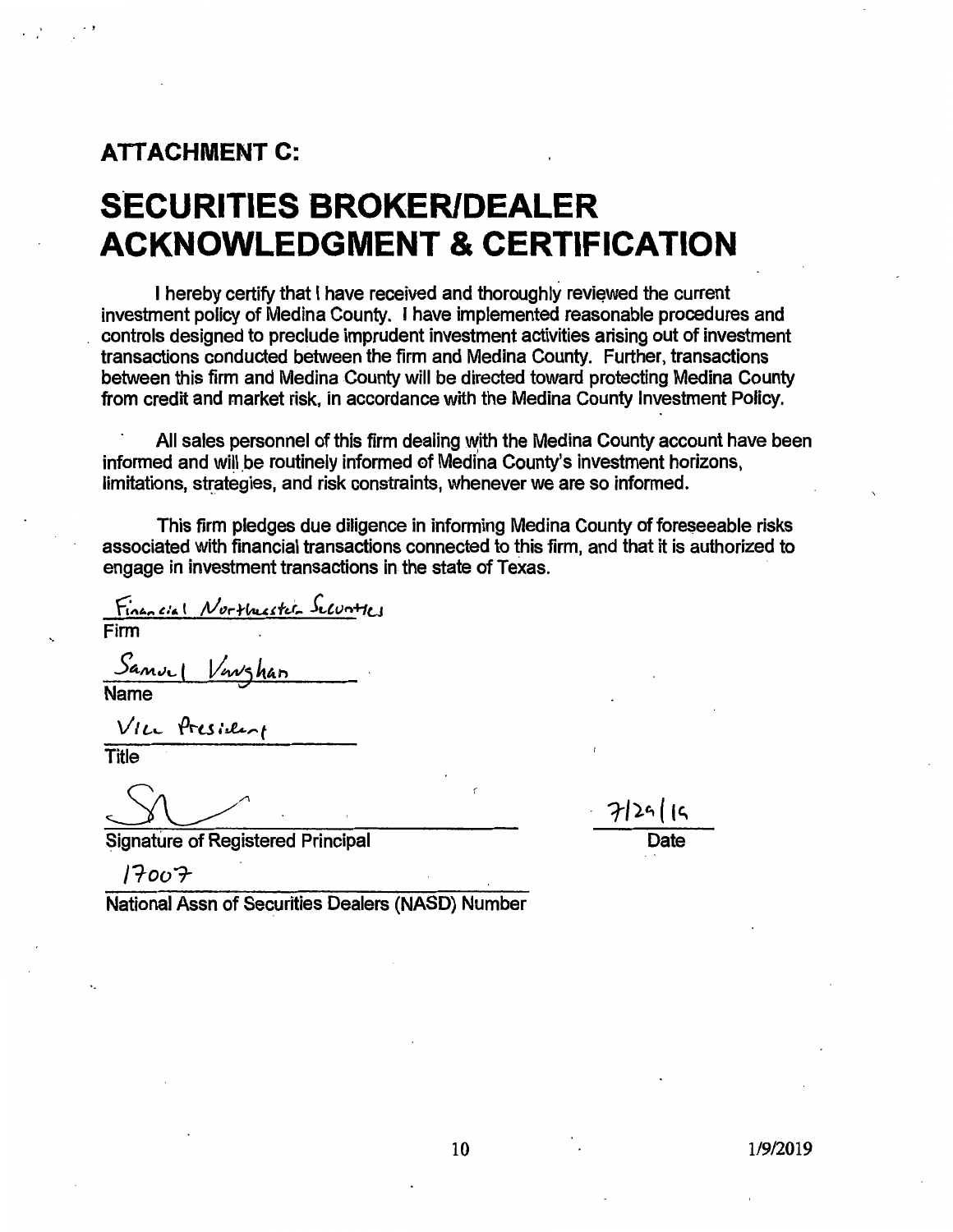## ATTACHMENT C:

# SECURITIES BROKER/DEALER ACKNOWLEDGMENT & CERTIFICATION

I hereby certify that I have received and thoroughly reviewed the current investment policy of Medina County. I have implemented reasonable procedures and controls designed to preclude imprudent investment activities arising out of investment transactions conducted between the firm and Medina County. Further, transactions between this firm and Medina County will be directed toward protecting Medina County from credit and market risk, in accordance with the Medina County Investment Policy.

All sales personnel of this firm dealing with the Medina County account have been informed and will be routinely informed of Medina County's investment horizons, limitations, strategies, and risk constraints, whenever we are so informed.

This firm pledges due diligence in informing Medina County of foreseeable risks associated with financial transactions connected to this firm, and that it is authorized to engage in investment transactions in the state of Texas.

Financial Northwestern Securities
Firm

Samuel Vaughan
Name

Vice President
Title

[Signature]
Signature of Registered Principal

7/29/19
Date

17007
National Assn of Securities Dealers (NASD) Number

1/9/2019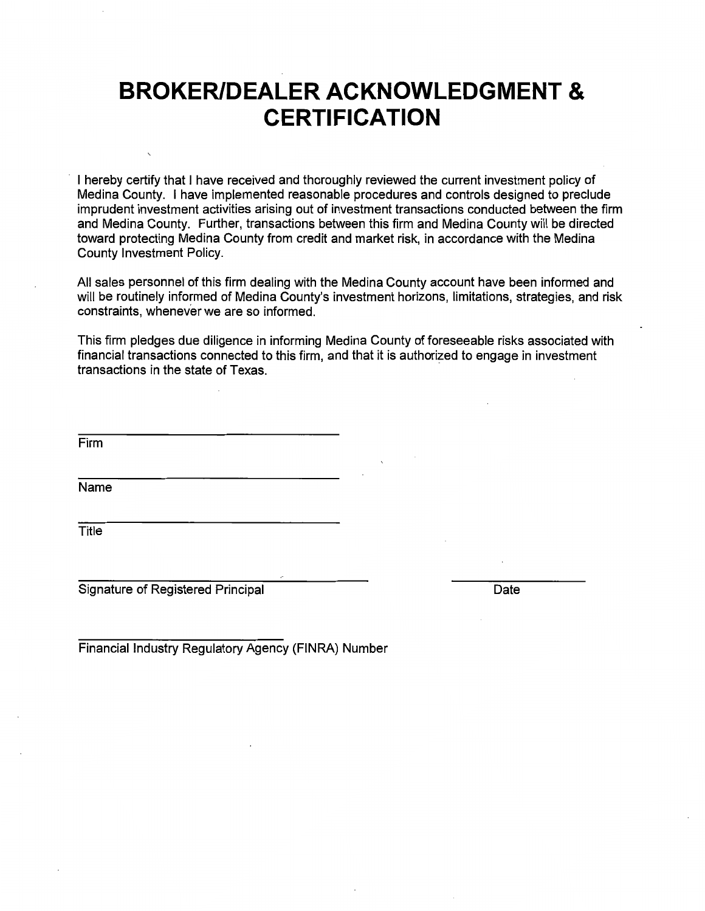# BROKER/DEALER ACKNOWLEDGMENT & CERTIFICATION

I hereby certify that I have received and thoroughly reviewed the current investment policy of Medina County. I have implemented reasonable procedures and controls designed to preclude imprudent investment activities arising out of investment transactions conducted between the firm and Medina County. Further, transactions between this firm and Medina County will be directed toward protecting Medina County from credit and market risk, in accordance with the Medina County Investment Policy.

All sales personnel of this firm dealing with the Medina County account have been informed and will be routinely informed of Medina County's investment horizons, limitations, strategies, and risk constraints, whenever we are so informed.

This firm pledges due diligence in informing Medina County of foreseeable risks associated with financial transactions connected to this firm, and that it is authorized to engage in investment transactions in the state of Texas.

______________________________
Firm

______________________________
Name

______________________________
Title

__________________________________ ______________
Signature of Registered Principal Date

______________________________
Financial Industry Regulatory Agency (FINRA) Number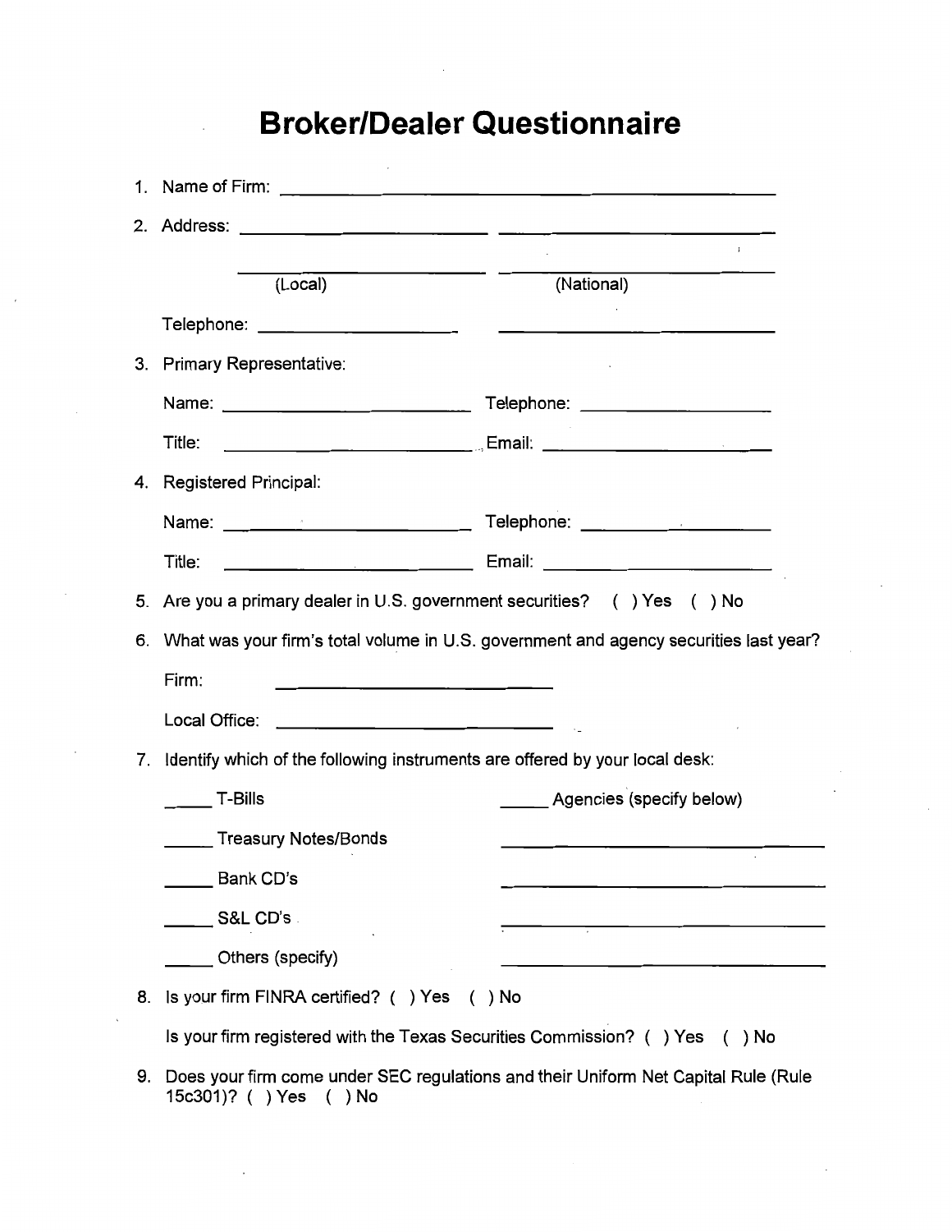# Broker/Dealer Questionnaire

1. Name of Firm: ______________________________________________

2. Address: ____________________________ ____________________________

   ____________________________ ____________________________

   (Local) (National)

   Telephone: ______________________ ____________________________

3. Primary Representative:

   Name: ____________________________ Telephone: ______________________

   Title: ____________________________ Email: __________________________

4. Registered Principal:

   Name: ____________________________ Telephone: ______________________

   Title: ____________________________ Email: __________________________

5. Are you a primary dealer in U.S. government securities? ( ) Yes ( ) No

6. What was your firm's total volume in U.S. government and agency securities last year?

   Firm: ____________________________

   Local Office: ____________________________

7. Identify which of the following instruments are offered by your local desk:

   _____ T-Bills

   _____ Treasury Notes/Bonds

   _____ Bank CD's

   _____ S&L CD's

   _____ Others (specify)

   _____ Agencies (specify below)

   ____________________________________

   ____________________________________

   ____________________________________

   ____________________________________

8. Is your firm FINRA certified? ( ) Yes ( ) No

   Is your firm registered with the Texas Securities Commission? ( ) Yes ( ) No

9. Does your firm come under SEC regulations and their Uniform Net Capital Rule (Rule 15c301)? ( ) Yes ( ) No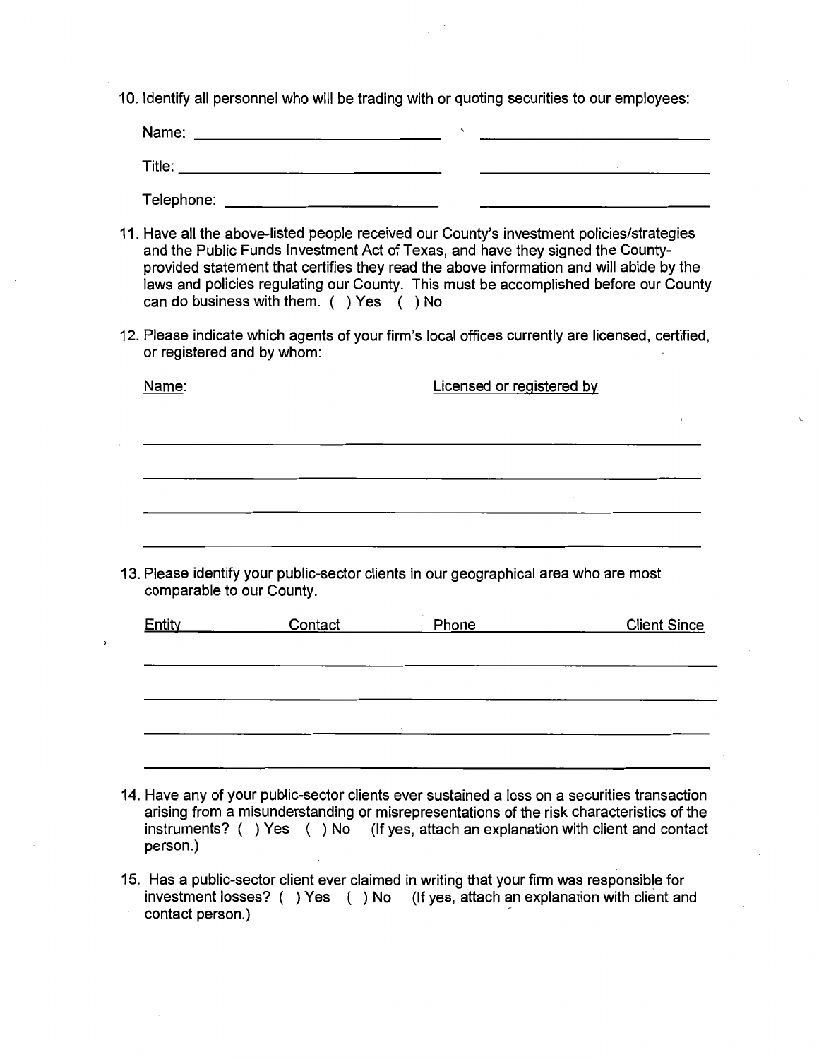10. Identify all personnel who will be trading with or quoting securities to our employees:

    Name: ______________________ ______________________

    Title: ______________________ ______________________

    Telephone: ______________________ ______________________

11. Have all the above-listed people received our County's investment policies/strategies and the Public Funds Investment Act of Texas, and have they signed the County-provided statement that certifies they read the above information and will abide by the laws and policies regulating our County. This must be accomplished before our County can do business with them. ( ) Yes ( ) No

12. Please indicate which agents of your firm's local offices currently are licensed, certified, or registered and by whom:

| Name: | Licensed or registered by |
|---|---|
| | |
| | |
| | |
| | |

13. Please identify your public-sector clients in our geographical area who are most comparable to our County.

| Entity | Contact | Phone | Client Since |
|---|---|---|---|
| | | | |
| | | | |
| | | | |
| | | | |

14. Have any of your public-sector clients ever sustained a loss on a securities transaction arising from a misunderstanding or misrepresentations of the risk characteristics of the instruments? ( ) Yes ( ) No (If yes, attach an explanation with client and contact person.)

15. Has a public-sector client ever claimed in writing that your firm was responsible for investment losses? ( ) Yes ( ) No (If yes, attach an explanation with client and contact person.)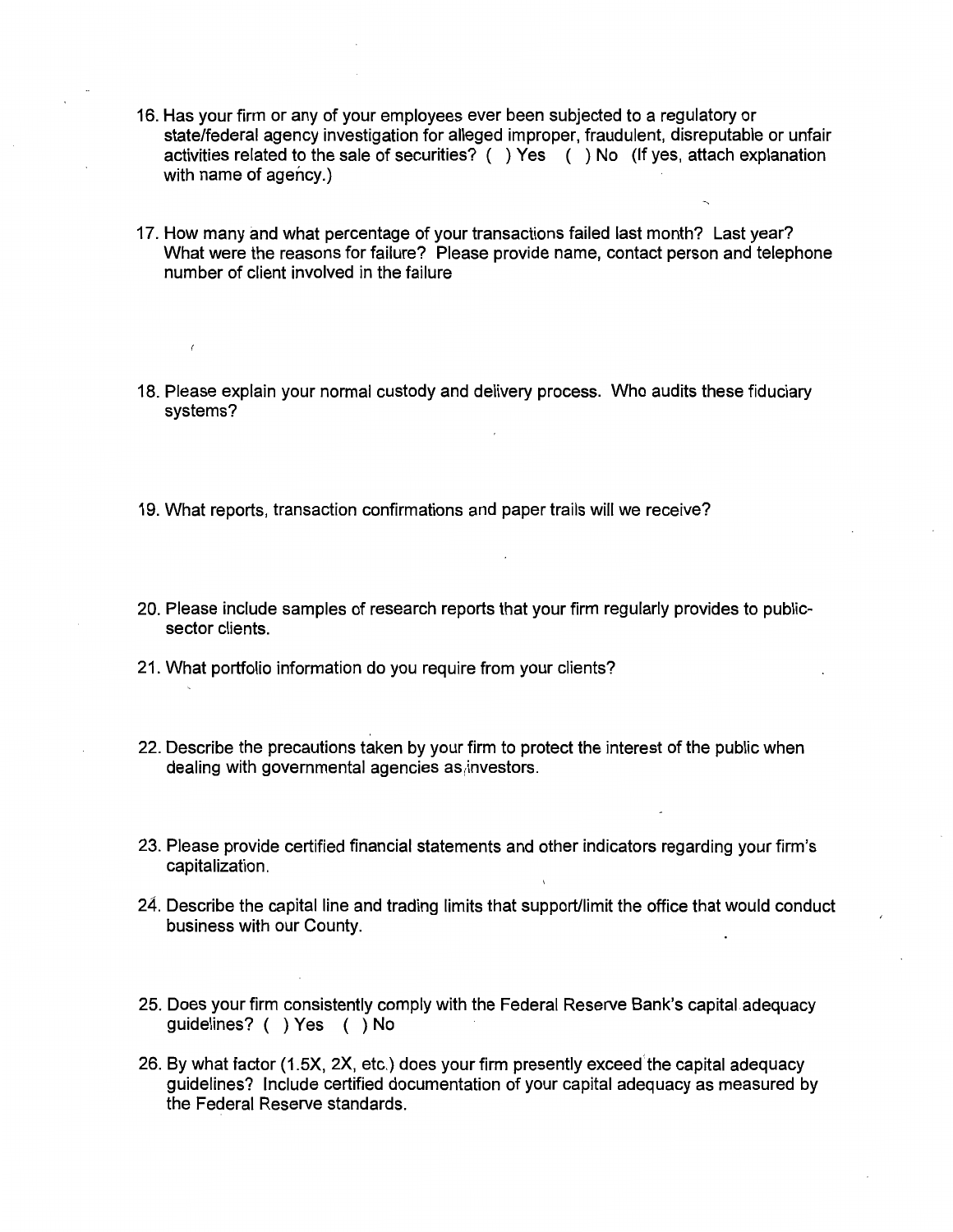16. Has your firm or any of your employees ever been subjected to a regulatory or state/federal agency investigation for alleged improper, fraudulent, disreputable or unfair activities related to the sale of securities? ( ) Yes ( ) No (If yes, attach explanation with name of agency.)

17. How many and what percentage of your transactions failed last month? Last year? What were the reasons for failure? Please provide name, contact person and telephone number of client involved in the failure

18. Please explain your normal custody and delivery process. Who audits these fiduciary systems?

19. What reports, transaction confirmations and paper trails will we receive?

20. Please include samples of research reports that your firm regularly provides to public-sector clients.

21. What portfolio information do you require from your clients?

22. Describe the precautions taken by your firm to protect the interest of the public when dealing with governmental agencies as investors.

23. Please provide certified financial statements and other indicators regarding your firm's capitalization.

24. Describe the capital line and trading limits that support/limit the office that would conduct business with our County.

25. Does your firm consistently comply with the Federal Reserve Bank's capital adequacy guidelines? ( ) Yes ( ) No

26. By what factor (1.5X, 2X, etc.) does your firm presently exceed the capital adequacy guidelines? Include certified documentation of your capital adequacy as measured by the Federal Reserve standards.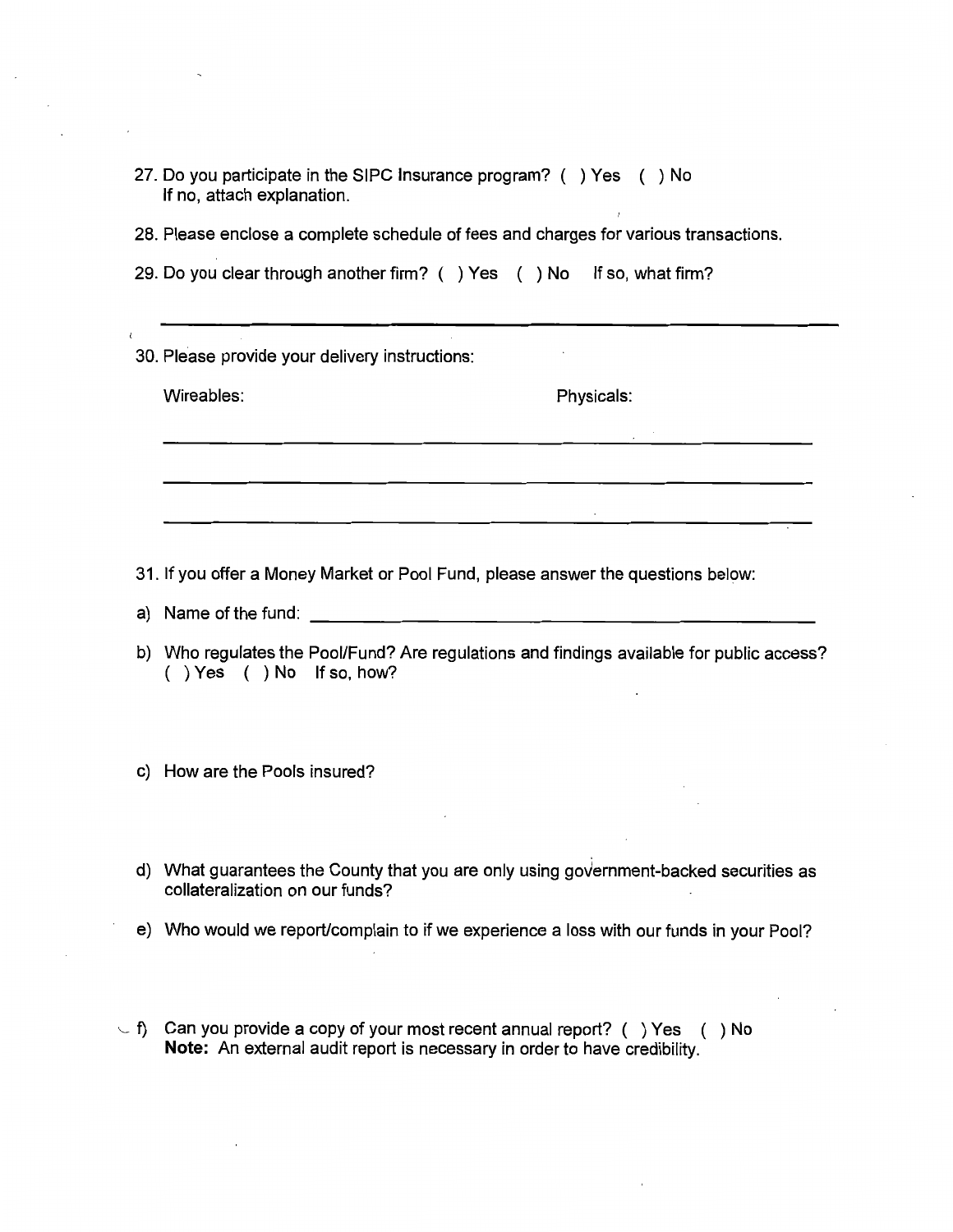27. Do you participate in the SIPC Insurance program? ( ) Yes ( ) No
    If no, attach explanation.

28. Please enclose a complete schedule of fees and charges for various transactions.

29. Do you clear through another firm? ( ) Yes ( ) No If so, what firm?

    ___________________________________________________________

30. Please provide your delivery instructions:

    Wireables: Physicals:

    ___________________________________________________________

    ___________________________________________________________

    ___________________________________________________________

31. If you offer a Money Market or Pool Fund, please answer the questions below:

a) Name of the fund: ___________________________________________

b) Who regulates the Pool/Fund? Are regulations and findings available for public access?
   ( ) Yes ( ) No If so, how?

c) How are the Pools insured?

d) What guarantees the County that you are only using government-backed securities as collateralization on our funds?

e) Who would we report/complain to if we experience a loss with our funds in your Pool?

f) Can you provide a copy of your most recent annual report? ( ) Yes ( ) No
   **Note:** An external audit report is necessary in order to have credibility.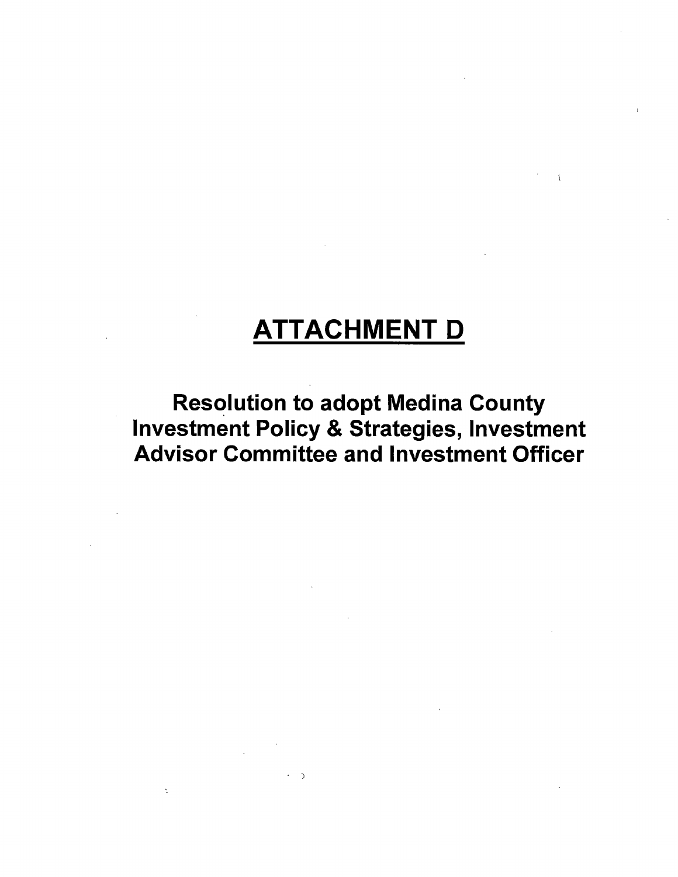# ATTACHMENT D

## Resolution to adopt Medina County Investment Policy & Strategies, Investment Advisor Committee and Investment Officer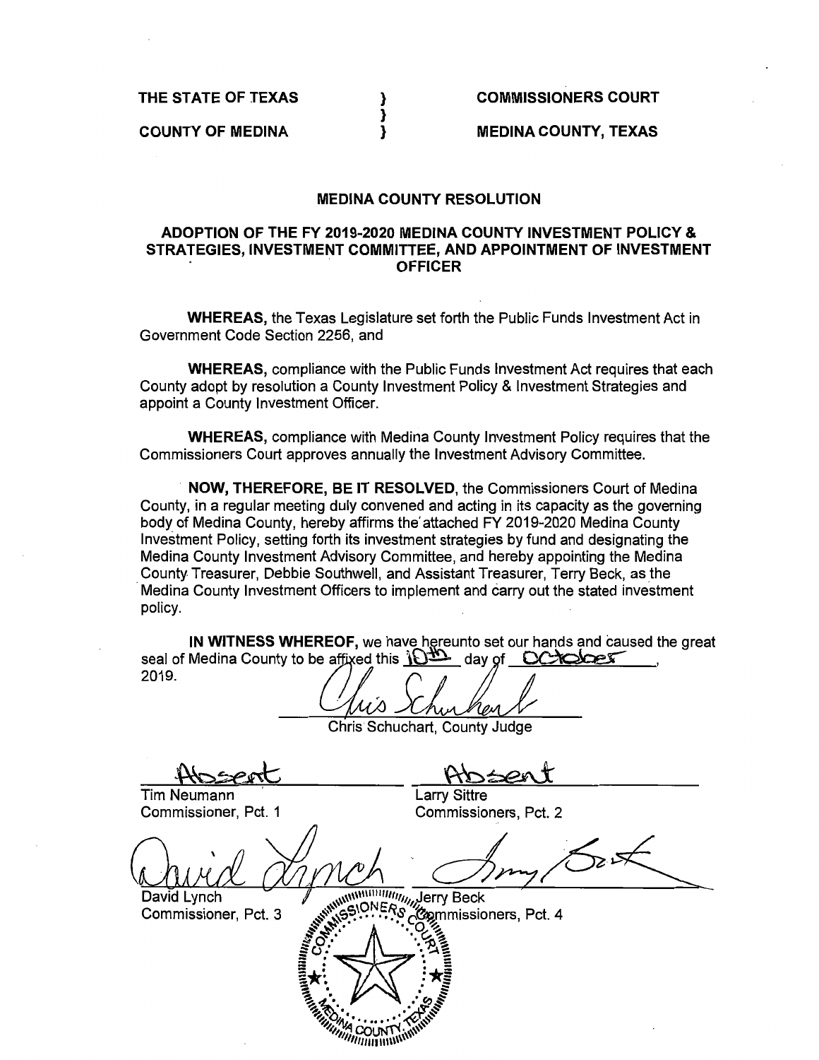**THE STATE OF TEXAS** } **COMMISSIONERS COURT**
}
**COUNTY OF MEDINA** } **MEDINA COUNTY, TEXAS**

## MEDINA COUNTY RESOLUTION

## ADOPTION OF THE FY 2019-2020 MEDINA COUNTY INVESTMENT POLICY & STRATEGIES, INVESTMENT COMMITTEE, AND APPOINTMENT OF INVESTMENT OFFICER

**WHEREAS,** the Texas Legislature set forth the Public Funds Investment Act in Government Code Section 2256, and

**WHEREAS,** compliance with the Public Funds Investment Act requires that each County adopt by resolution a County Investment Policy & Investment Strategies and appoint a County Investment Officer.

**WHEREAS,** compliance with Medina County Investment Policy requires that the Commissioners Court approves annually the Investment Advisory Committee.

**NOW, THEREFORE, BE IT RESOLVED,** the Commissioners Court of Medina County, in a regular meeting duly convened and acting in its capacity as the governing body of Medina County, hereby affirms the attached FY 2019-2020 Medina County Investment Policy, setting forth its investment strategies by fund and designating the Medina County Investment Advisory Committee, and hereby appointing the Medina County Treasurer, Debbie Southwell, and Assistant Treasurer, Terry Beck, as the Medina County Investment Officers to implement and carry out the stated investment policy.

**IN WITNESS WHEREOF,** we have hereunto set our hands and caused the great seal of Medina County to be affixed this 10th day of October, 2019.

Chris Schuchart, County Judge

| Absent | Absent |
|---|---|
| Tim Neumann<br>Commissioner, Pct. 1 | Larry Sittre<br>Commissioners, Pct. 2 |
| David Lynch<br>Commissioner, Pct. 3 | Jerry Beck<br>Commissioners, Pct. 4 |

COMMISSIONERS COURT MEDINA COUNTY TEXAS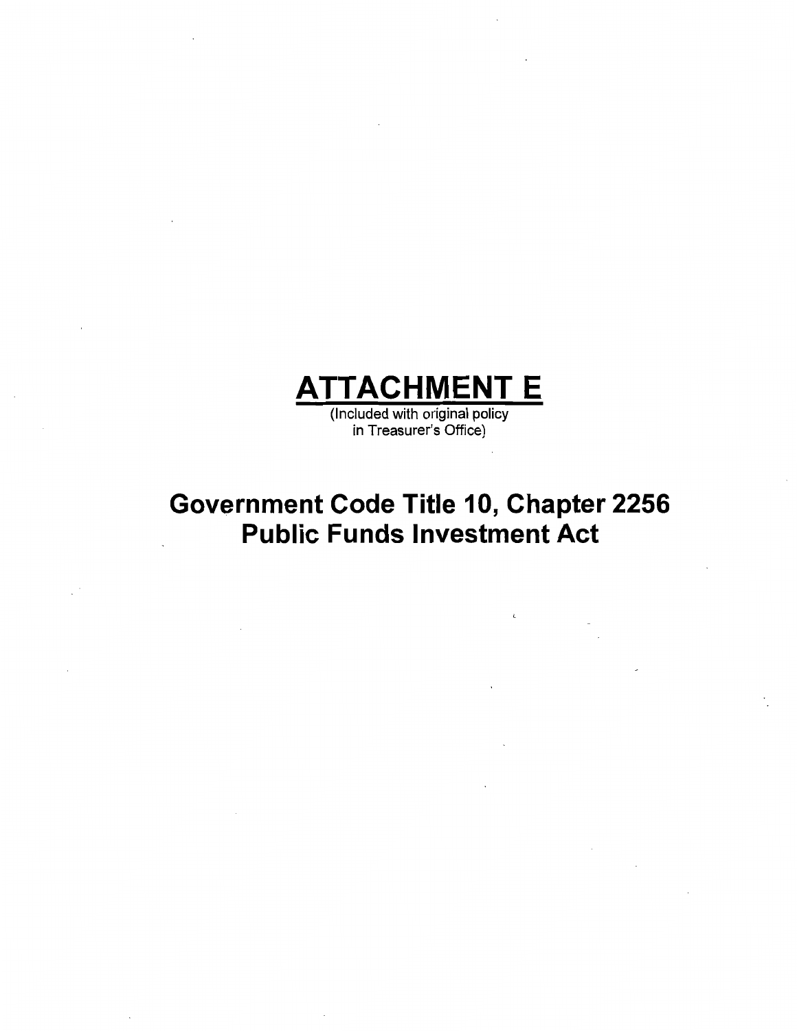# ATTACHMENT E

(Included with original policy in Treasurer's Office)

## Government Code Title 10, Chapter 2256 Public Funds Investment Act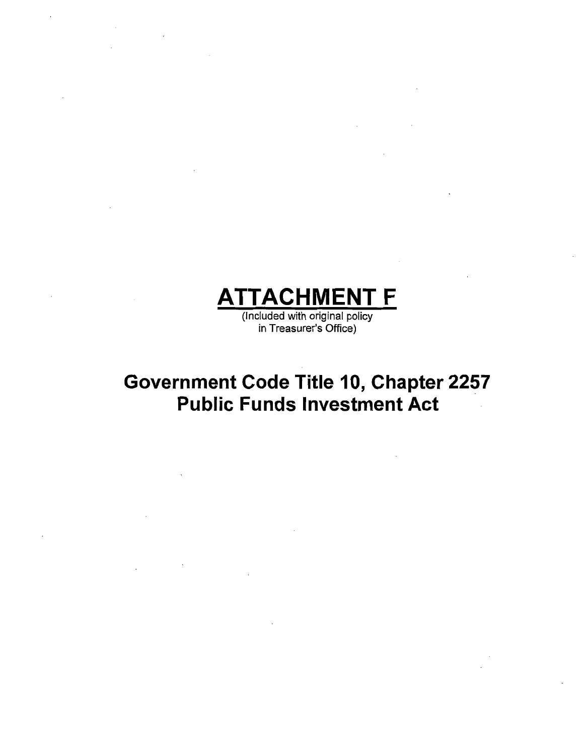# ATTACHMENT F

(Included with original policy in Treasurer's Office)

## Government Code Title 10, Chapter 2257
## Public Funds Investment Act